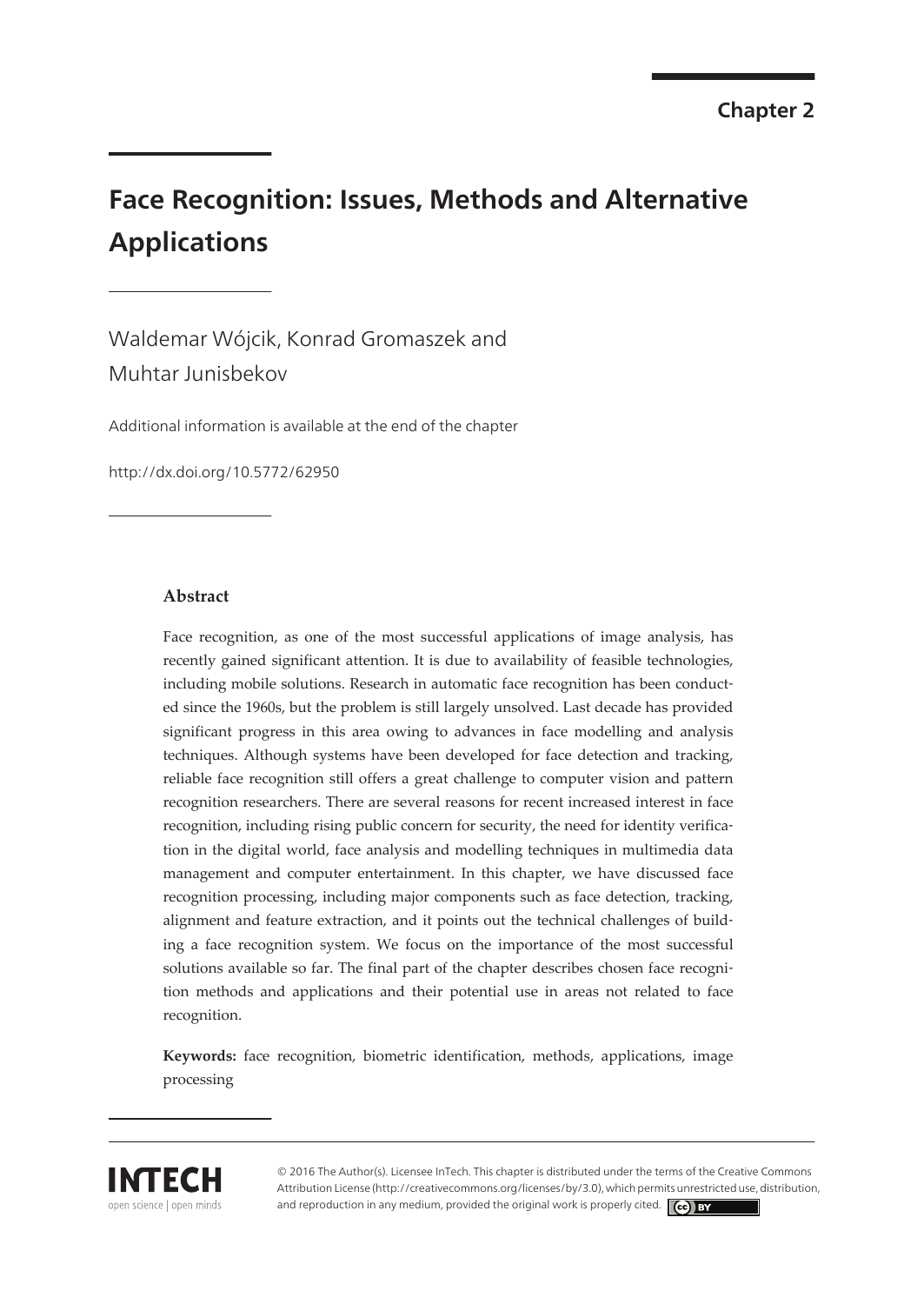Chapter 2

# Face Recognition: Issues, Methods and Alternative Applications

Waldemar Wójcik, Konrad Gromaszek and Muhtar Junisbekov

Additional information is available at the end of the chapter

http://dx.doi.org/10.5772/62950

### Abstract

Face recognition, as one of the most successful applications of image analysis, has recently gained significant attention. It is due to availability of feasible technologies, including mobile solutions. Research in automatic face recognition has been conducted since the 1960s, but the problem is still largely unsolved. Last decade has provided significant progress in this area owing to advances in face modelling and analysis techniques. Although systems have been developed for face detection and tracking, reliable face recognition still offers a great challenge to computer vision and pattern recognition researchers. There are several reasons for recent increased interest in face recognition, including rising public concern for security, the need for identity verification in the digital world, face analysis and modelling techniques in multimedia data management and computer entertainment. In this chapter, we have discussed face recognition processing, including major components such as face detection, tracking, alignment and feature extraction, and it points out the technical challenges of building a face recognition system. We focus on the importance of the most successful solutions available so far. The final part of the chapter describes chosen face recognition methods and applications and their potential use in areas not related to face recognition.

**Keywords:** face recognition, biometric identification, methods, applications, image processing

© 2016 The Author(s). Licensee InTech. This chapter is distributed under the terms of the Creative Commons Attribution License (http://creativecommons.org/licenses/by/3.0), which permits unrestricted use, distribution, and reproduction in any medium, provided the original work is properly cited.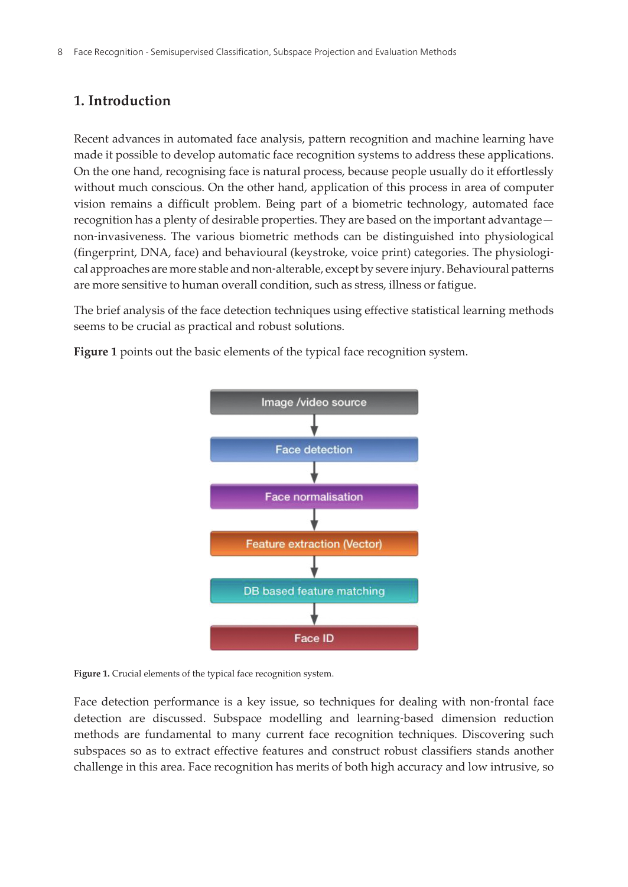## 1. Introduction

Recent advances in automated face analysis, pattern recognition and machine learning have made it possible to develop automatic face recognition systems to address these applications. On the one hand, recognising face is natural process, because people usually do it effortlessly without much conscious. On the other hand, application of this process in area of computer vision remains a difficult problem. Being part of a biometric technology, automated face recognition has a plenty of desirable properties. They are based on the important advantage—non-invasiveness. The various biometric methods can be distinguished into physiological (fingerprint, DNA, face) and behavioural (keystroke, voice print) categories. The physiological approaches are more stable and non-alterable, except by severe injury. Behavioural patterns are more sensitive to human overall condition, such as stress, illness or fatigue.

The brief analysis of the face detection techniques using effective statistical learning methods seems to be crucial as practical and robust solutions.

**Figure 1** points out the basic elements of the typical face recognition system.

Image /video source → Face detection → Face normalisation → Feature extraction (Vector) → DB based feature matching → Face ID

**Figure 1.** Crucial elements of the typical face recognition system.

Face detection performance is a key issue, so techniques for dealing with non-frontal face detection are discussed. Subspace modelling and learning-based dimension reduction methods are fundamental to many current face recognition techniques. Discovering such subspaces so as to extract effective features and construct robust classifiers stands another challenge in this area. Face recognition has merits of both high accuracy and low intrusive, so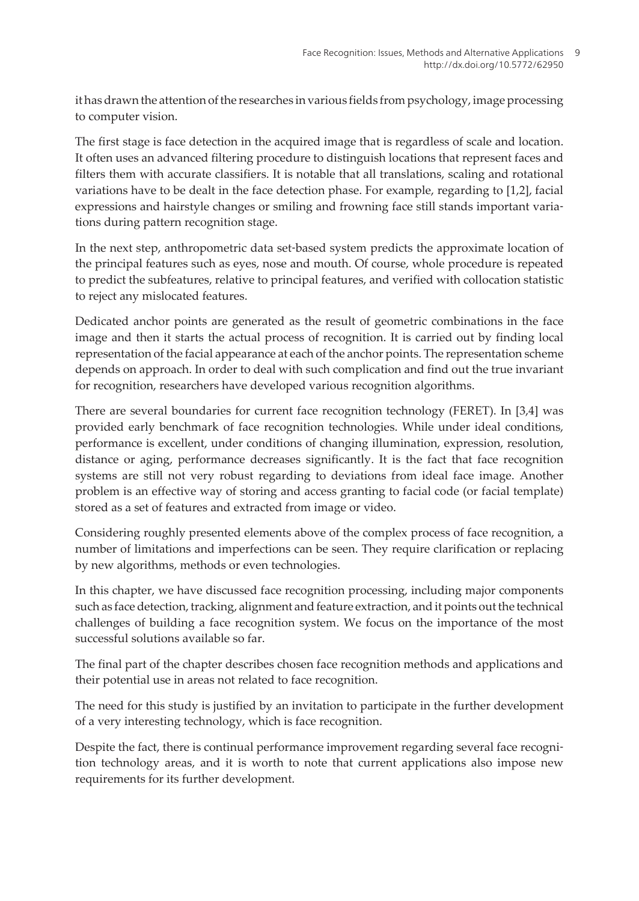it has drawn the attention of the researches in various fields from psychology, image processing to computer vision.

The first stage is face detection in the acquired image that is regardless of scale and location. It often uses an advanced filtering procedure to distinguish locations that represent faces and filters them with accurate classifiers. It is notable that all translations, scaling and rotational variations have to be dealt in the face detection phase. For example, regarding to [1,2], facial expressions and hairstyle changes or smiling and frowning face still stands important variations during pattern recognition stage.

In the next step, anthropometric data set-based system predicts the approximate location of the principal features such as eyes, nose and mouth. Of course, whole procedure is repeated to predict the subfeatures, relative to principal features, and verified with collocation statistic to reject any mislocated features.

Dedicated anchor points are generated as the result of geometric combinations in the face image and then it starts the actual process of recognition. It is carried out by finding local representation of the facial appearance at each of the anchor points. The representation scheme depends on approach. In order to deal with such complication and find out the true invariant for recognition, researchers have developed various recognition algorithms.

There are several boundaries for current face recognition technology (FERET). In [3,4] was provided early benchmark of face recognition technologies. While under ideal conditions, performance is excellent, under conditions of changing illumination, expression, resolution, distance or aging, performance decreases significantly. It is the fact that face recognition systems are still not very robust regarding to deviations from ideal face image. Another problem is an effective way of storing and access granting to facial code (or facial template) stored as a set of features and extracted from image or video.

Considering roughly presented elements above of the complex process of face recognition, a number of limitations and imperfections can be seen. They require clarification or replacing by new algorithms, methods or even technologies.

In this chapter, we have discussed face recognition processing, including major components such as face detection, tracking, alignment and feature extraction, and it points out the technical challenges of building a face recognition system. We focus on the importance of the most successful solutions available so far.

The final part of the chapter describes chosen face recognition methods and applications and their potential use in areas not related to face recognition.

The need for this study is justified by an invitation to participate in the further development of a very interesting technology, which is face recognition.

Despite the fact, there is continual performance improvement regarding several face recognition technology areas, and it is worth to note that current applications also impose new requirements for its further development.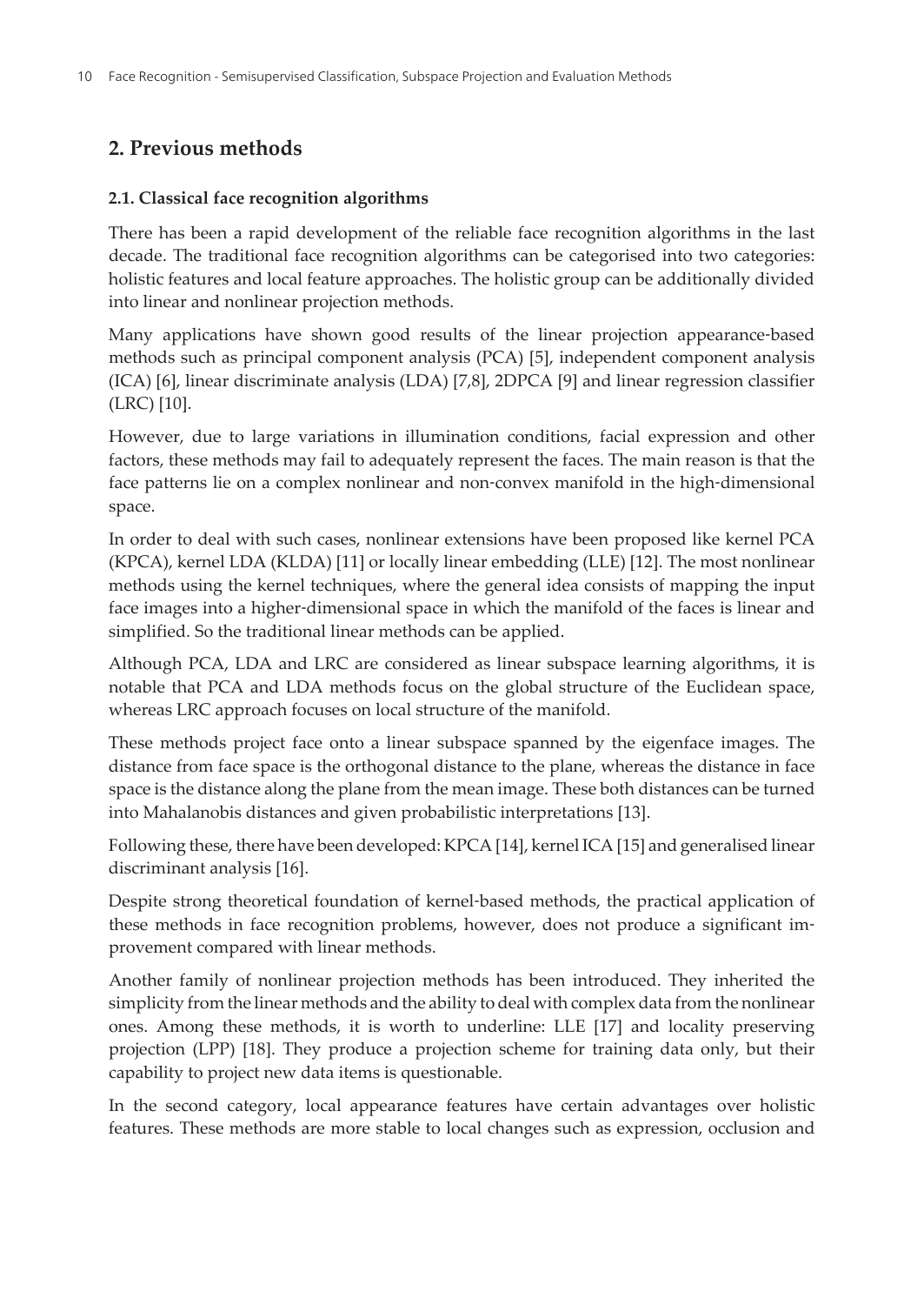## 2. Previous methods

### 2.1. Classical face recognition algorithms

There has been a rapid development of the reliable face recognition algorithms in the last decade. The traditional face recognition algorithms can be categorised into two categories: holistic features and local feature approaches. The holistic group can be additionally divided into linear and nonlinear projection methods.

Many applications have shown good results of the linear projection appearance-based methods such as principal component analysis (PCA) [5], independent component analysis (ICA) [6], linear discriminate analysis (LDA) [7,8], 2DPCA [9] and linear regression classifier (LRC) [10].

However, due to large variations in illumination conditions, facial expression and other factors, these methods may fail to adequately represent the faces. The main reason is that the face patterns lie on a complex nonlinear and non-convex manifold in the high-dimensional space.

In order to deal with such cases, nonlinear extensions have been proposed like kernel PCA (KPCA), kernel LDA (KLDA) [11] or locally linear embedding (LLE) [12]. The most nonlinear methods using the kernel techniques, where the general idea consists of mapping the input face images into a higher-dimensional space in which the manifold of the faces is linear and simplified. So the traditional linear methods can be applied.

Although PCA, LDA and LRC are considered as linear subspace learning algorithms, it is notable that PCA and LDA methods focus on the global structure of the Euclidean space, whereas LRC approach focuses on local structure of the manifold.

These methods project face onto a linear subspace spanned by the eigenface images. The distance from face space is the orthogonal distance to the plane, whereas the distance in face space is the distance along the plane from the mean image. These both distances can be turned into Mahalanobis distances and given probabilistic interpretations [13].

Following these, there have been developed: KPCA [14], kernel ICA [15] and generalised linear discriminant analysis [16].

Despite strong theoretical foundation of kernel-based methods, the practical application of these methods in face recognition problems, however, does not produce a significant improvement compared with linear methods.

Another family of nonlinear projection methods has been introduced. They inherited the simplicity from the linear methods and the ability to deal with complex data from the nonlinear ones. Among these methods, it is worth to underline: LLE [17] and locality preserving projection (LPP) [18]. They produce a projection scheme for training data only, but their capability to project new data items is questionable.

In the second category, local appearance features have certain advantages over holistic features. These methods are more stable to local changes such as expression, occlusion and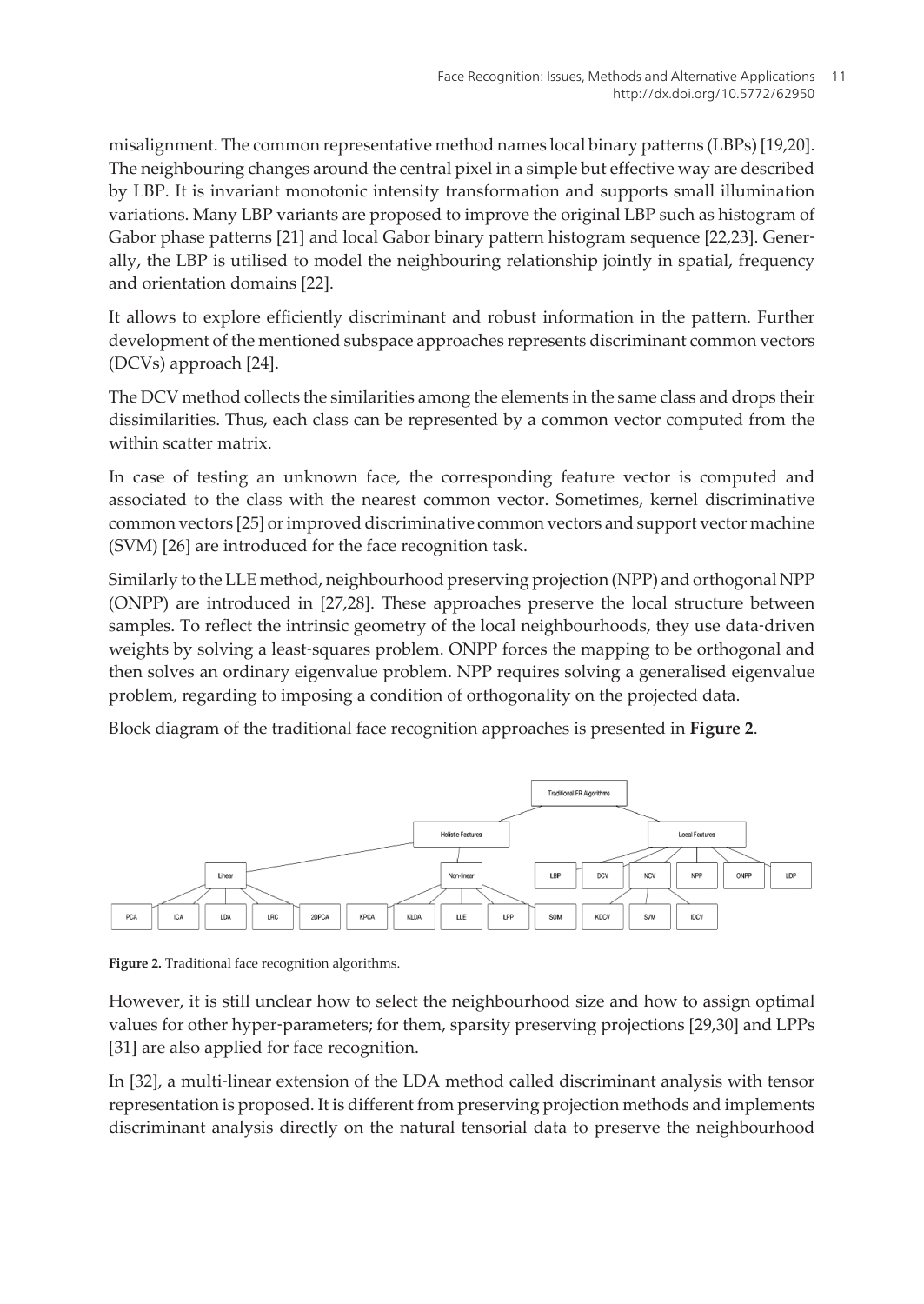misalignment. The common representative method names local binary patterns (LBPs) [19,20]. The neighbouring changes around the central pixel in a simple but effective way are described by LBP. It is invariant monotonic intensity transformation and supports small illumination variations. Many LBP variants are proposed to improve the original LBP such as histogram of Gabor phase patterns [21] and local Gabor binary pattern histogram sequence [22,23]. Generally, the LBP is utilised to model the neighbouring relationship jointly in spatial, frequency and orientation domains [22].

It allows to explore efficiently discriminant and robust information in the pattern. Further development of the mentioned subspace approaches represents discriminant common vectors (DCVs) approach [24].

The DCV method collects the similarities among the elements in the same class and drops their dissimilarities. Thus, each class can be represented by a common vector computed from the within scatter matrix.

In case of testing an unknown face, the corresponding feature vector is computed and associated to the class with the nearest common vector. Sometimes, kernel discriminative common vectors [25] or improved discriminative common vectors and support vector machine (SVM) [26] are introduced for the face recognition task.

Similarly to the LLE method, neighbourhood preserving projection (NPP) and orthogonal NPP (ONPP) are introduced in [27,28]. These approaches preserve the local structure between samples. To reflect the intrinsic geometry of the local neighbourhoods, they use data-driven weights by solving a least-squares problem. ONPP forces the mapping to be orthogonal and then solves an ordinary eigenvalue problem. NPP requires solving a generalised eigenvalue problem, regarding to imposing a condition of orthogonality on the projected data.

Block diagram of the traditional face recognition approaches is presented in **Figure 2**.

**Figure 2.** Traditional face recognition algorithms.

However, it is still unclear how to select the neighbourhood size and how to assign optimal values for other hyper-parameters; for them, sparsity preserving projections [29,30] and LPPs [31] are also applied for face recognition.

In [32], a multi-linear extension of the LDA method called discriminant analysis with tensor representation is proposed. It is different from preserving projection methods and implements discriminant analysis directly on the natural tensorial data to preserve the neighbourhood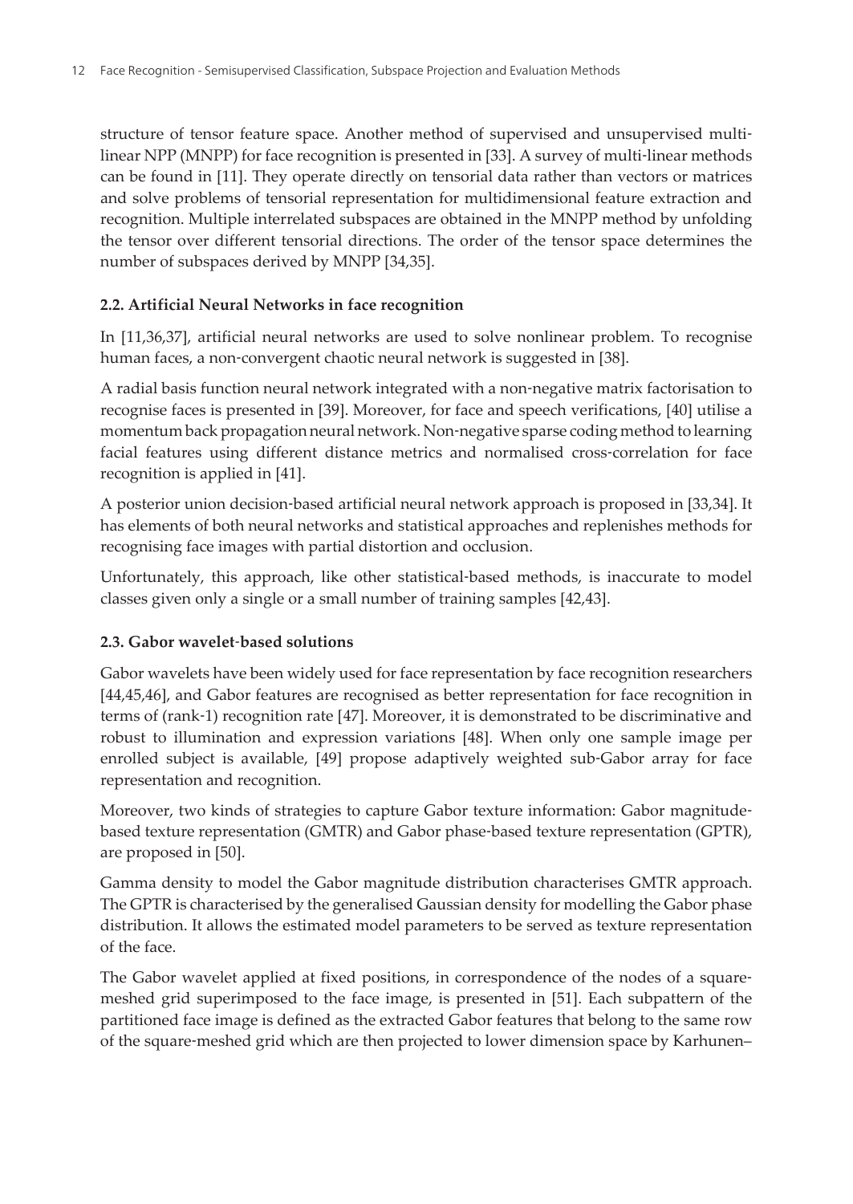structure of tensor feature space. Another method of supervised and unsupervised multi-linear NPP (MNPP) for face recognition is presented in [33]. A survey of multi-linear methods can be found in [11]. They operate directly on tensorial data rather than vectors or matrices and solve problems of tensorial representation for multidimensional feature extraction and recognition. Multiple interrelated subspaces are obtained in the MNPP method by unfolding the tensor over different tensorial directions. The order of the tensor space determines the number of subspaces derived by MNPP [34,35].

### 2.2. Artificial Neural Networks in face recognition

In [11,36,37], artificial neural networks are used to solve nonlinear problem. To recognise human faces, a non-convergent chaotic neural network is suggested in [38].

A radial basis function neural network integrated with a non-negative matrix factorisation to recognise faces is presented in [39]. Moreover, for face and speech verifications, [40] utilise a momentum back propagation neural network. Non-negative sparse coding method to learning facial features using different distance metrics and normalised cross-correlation for face recognition is applied in [41].

A posterior union decision-based artificial neural network approach is proposed in [33,34]. It has elements of both neural networks and statistical approaches and replenishes methods for recognising face images with partial distortion and occlusion.

Unfortunately, this approach, like other statistical-based methods, is inaccurate to model classes given only a single or a small number of training samples [42,43].

### 2.3. Gabor wavelet-based solutions

Gabor wavelets have been widely used for face representation by face recognition researchers [44,45,46], and Gabor features are recognised as better representation for face recognition in terms of (rank-1) recognition rate [47]. Moreover, it is demonstrated to be discriminative and robust to illumination and expression variations [48]. When only one sample image per enrolled subject is available, [49] propose adaptively weighted sub-Gabor array for face representation and recognition.

Moreover, two kinds of strategies to capture Gabor texture information: Gabor magnitude-based texture representation (GMTR) and Gabor phase-based texture representation (GPTR), are proposed in [50].

Gamma density to model the Gabor magnitude distribution characterises GMTR approach. The GPTR is characterised by the generalised Gaussian density for modelling the Gabor phase distribution. It allows the estimated model parameters to be served as texture representation of the face.

The Gabor wavelet applied at fixed positions, in correspondence of the nodes of a square-meshed grid superimposed to the face image, is presented in [51]. Each subpattern of the partitioned face image is defined as the extracted Gabor features that belong to the same row of the square-meshed grid which are then projected to lower dimension space by Karhunen–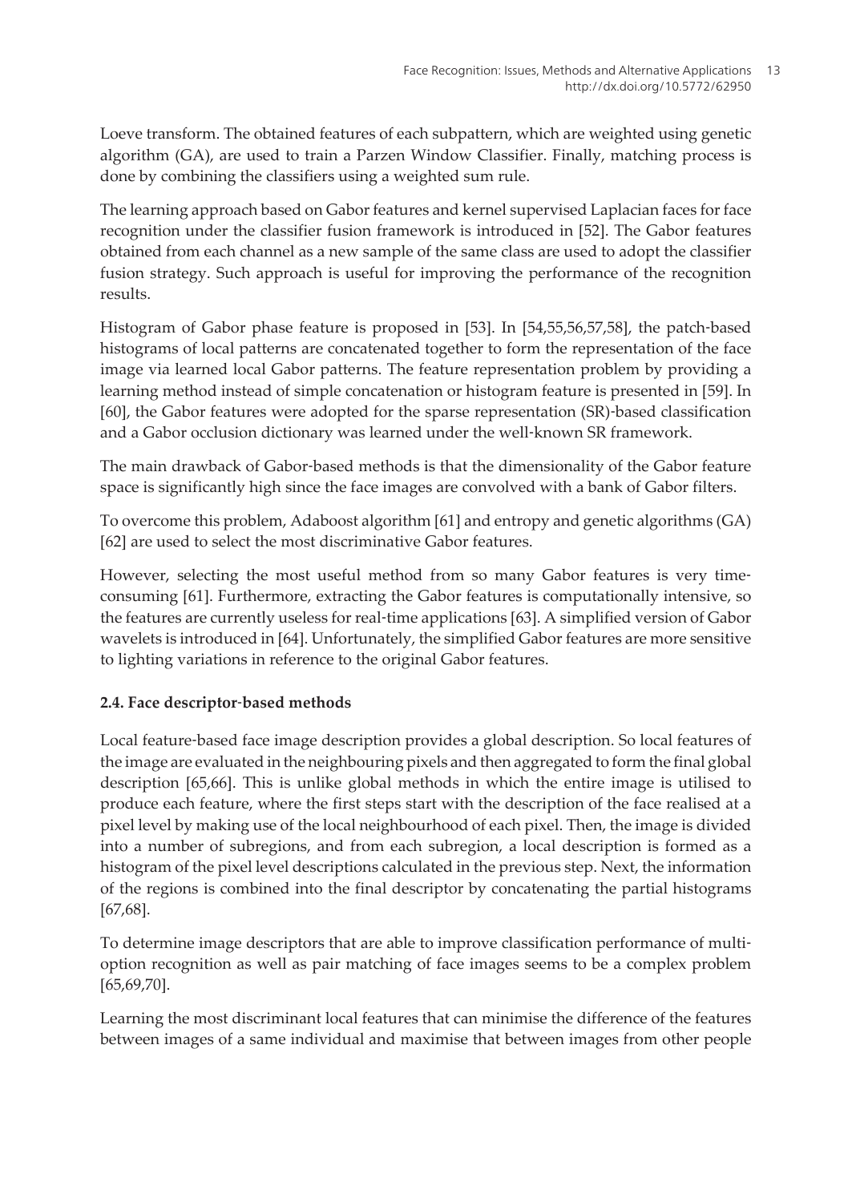Loeve transform. The obtained features of each subpattern, which are weighted using genetic algorithm (GA), are used to train a Parzen Window Classifier. Finally, matching process is done by combining the classifiers using a weighted sum rule.

The learning approach based on Gabor features and kernel supervised Laplacian faces for face recognition under the classifier fusion framework is introduced in [52]. The Gabor features obtained from each channel as a new sample of the same class are used to adopt the classifier fusion strategy. Such approach is useful for improving the performance of the recognition results.

Histogram of Gabor phase feature is proposed in [53]. In [54,55,56,57,58], the patch-based histograms of local patterns are concatenated together to form the representation of the face image via learned local Gabor patterns. The feature representation problem by providing a learning method instead of simple concatenation or histogram feature is presented in [59]. In [60], the Gabor features were adopted for the sparse representation (SR)-based classification and a Gabor occlusion dictionary was learned under the well-known SR framework.

The main drawback of Gabor-based methods is that the dimensionality of the Gabor feature space is significantly high since the face images are convolved with a bank of Gabor filters.

To overcome this problem, Adaboost algorithm [61] and entropy and genetic algorithms (GA) [62] are used to select the most discriminative Gabor features.

However, selecting the most useful method from so many Gabor features is very time-consuming [61]. Furthermore, extracting the Gabor features is computationally intensive, so the features are currently useless for real-time applications [63]. A simplified version of Gabor wavelets is introduced in [64]. Unfortunately, the simplified Gabor features are more sensitive to lighting variations in reference to the original Gabor features.

### 2.4. Face descriptor-based methods

Local feature-based face image description provides a global description. So local features of the image are evaluated in the neighbouring pixels and then aggregated to form the final global description [65,66]. This is unlike global methods in which the entire image is utilised to produce each feature, where the first steps start with the description of the face realised at a pixel level by making use of the local neighbourhood of each pixel. Then, the image is divided into a number of subregions, and from each subregion, a local description is formed as a histogram of the pixel level descriptions calculated in the previous step. Next, the information of the regions is combined into the final descriptor by concatenating the partial histograms [67,68].

To determine image descriptors that are able to improve classification performance of multi-option recognition as well as pair matching of face images seems to be a complex problem [65,69,70].

Learning the most discriminant local features that can minimise the difference of the features between images of a same individual and maximise that between images from other people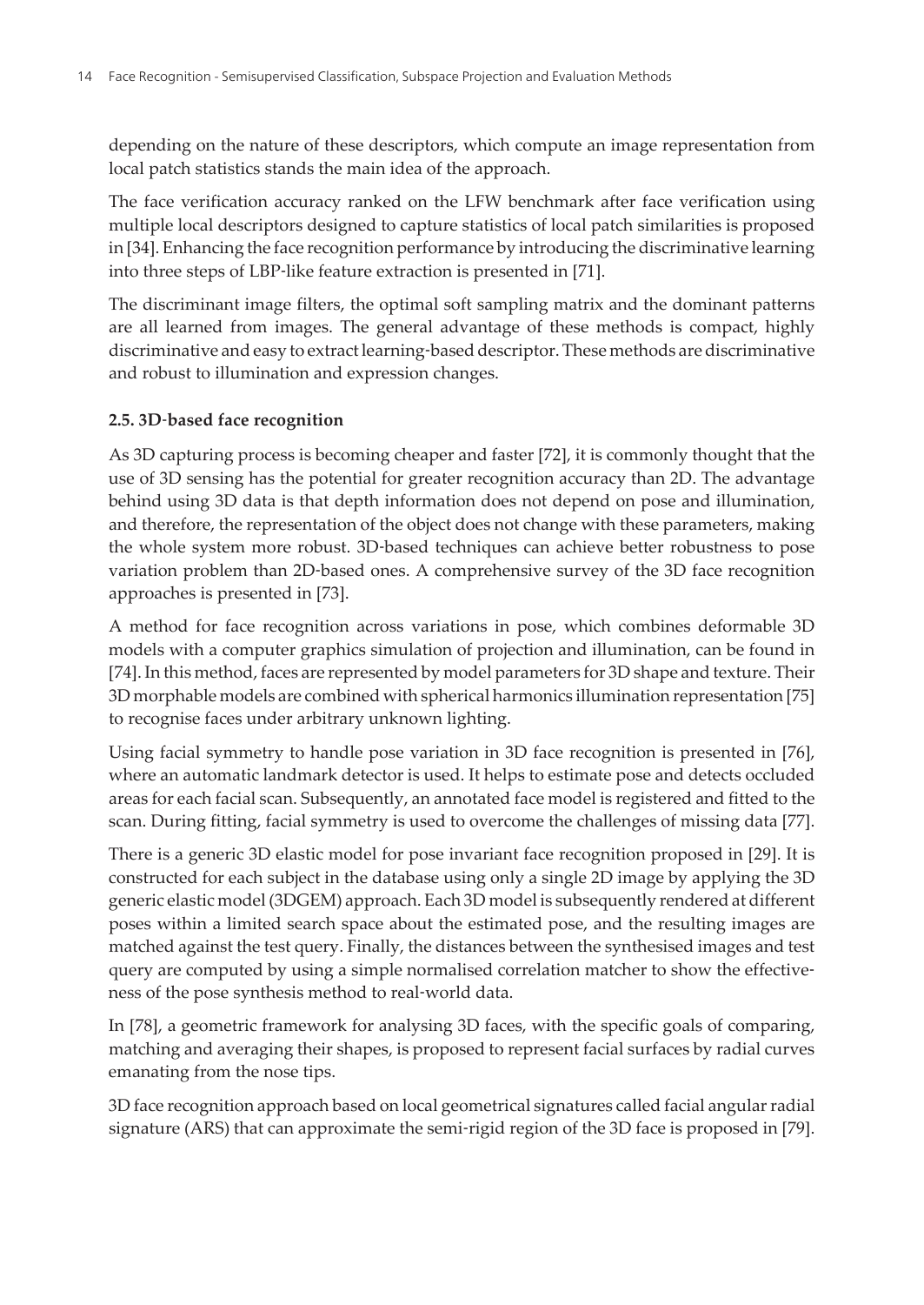depending on the nature of these descriptors, which compute an image representation from local patch statistics stands the main idea of the approach.

The face verification accuracy ranked on the LFW benchmark after face verification using multiple local descriptors designed to capture statistics of local patch similarities is proposed in [34]. Enhancing the face recognition performance by introducing the discriminative learning into three steps of LBP-like feature extraction is presented in [71].

The discriminant image filters, the optimal soft sampling matrix and the dominant patterns are all learned from images. The general advantage of these methods is compact, highly discriminative and easy to extract learning-based descriptor. These methods are discriminative and robust to illumination and expression changes.

### 2.5. 3D-based face recognition

As 3D capturing process is becoming cheaper and faster [72], it is commonly thought that the use of 3D sensing has the potential for greater recognition accuracy than 2D. The advantage behind using 3D data is that depth information does not depend on pose and illumination, and therefore, the representation of the object does not change with these parameters, making the whole system more robust. 3D-based techniques can achieve better robustness to pose variation problem than 2D-based ones. A comprehensive survey of the 3D face recognition approaches is presented in [73].

A method for face recognition across variations in pose, which combines deformable 3D models with a computer graphics simulation of projection and illumination, can be found in [74]. In this method, faces are represented by model parameters for 3D shape and texture. Their 3D morphable models are combined with spherical harmonics illumination representation [75] to recognise faces under arbitrary unknown lighting.

Using facial symmetry to handle pose variation in 3D face recognition is presented in [76], where an automatic landmark detector is used. It helps to estimate pose and detects occluded areas for each facial scan. Subsequently, an annotated face model is registered and fitted to the scan. During fitting, facial symmetry is used to overcome the challenges of missing data [77].

There is a generic 3D elastic model for pose invariant face recognition proposed in [29]. It is constructed for each subject in the database using only a single 2D image by applying the 3D generic elastic model (3DGEM) approach. Each 3D model is subsequently rendered at different poses within a limited search space about the estimated pose, and the resulting images are matched against the test query. Finally, the distances between the synthesised images and test query are computed by using a simple normalised correlation matcher to show the effectiveness of the pose synthesis method to real-world data.

In [78], a geometric framework for analysing 3D faces, with the specific goals of comparing, matching and averaging their shapes, is proposed to represent facial surfaces by radial curves emanating from the nose tips.

3D face recognition approach based on local geometrical signatures called facial angular radial signature (ARS) that can approximate the semi-rigid region of the 3D face is proposed in [79].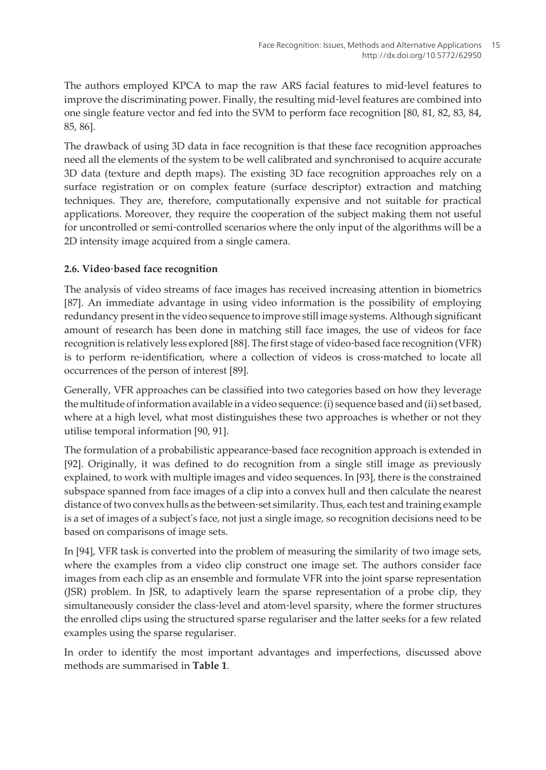The authors employed KPCA to map the raw ARS facial features to mid-level features to improve the discriminating power. Finally, the resulting mid-level features are combined into one single feature vector and fed into the SVM to perform face recognition [80, 81, 82, 83, 84, 85, 86].

The drawback of using 3D data in face recognition is that these face recognition approaches need all the elements of the system to be well calibrated and synchronised to acquire accurate 3D data (texture and depth maps). The existing 3D face recognition approaches rely on a surface registration or on complex feature (surface descriptor) extraction and matching techniques. They are, therefore, computationally expensive and not suitable for practical applications. Moreover, they require the cooperation of the subject making them not useful for uncontrolled or semi-controlled scenarios where the only input of the algorithms will be a 2D intensity image acquired from a single camera.

### 2.6. Video-based face recognition

The analysis of video streams of face images has received increasing attention in biometrics [87]. An immediate advantage in using video information is the possibility of employing redundancy present in the video sequence to improve still image systems. Although significant amount of research has been done in matching still face images, the use of videos for face recognition is relatively less explored [88]. The first stage of video-based face recognition (VFR) is to perform re-identification, where a collection of videos is cross-matched to locate all occurrences of the person of interest [89].

Generally, VFR approaches can be classified into two categories based on how they leverage the multitude of information available in a video sequence: (i) sequence based and (ii) set based, where at a high level, what most distinguishes these two approaches is whether or not they utilise temporal information [90, 91].

The formulation of a probabilistic appearance-based face recognition approach is extended in [92]. Originally, it was defined to do recognition from a single still image as previously explained, to work with multiple images and video sequences. In [93], there is the constrained subspace spanned from face images of a clip into a convex hull and then calculate the nearest distance of two convex hulls as the between-set similarity. Thus, each test and training example is a set of images of a subject's face, not just a single image, so recognition decisions need to be based on comparisons of image sets.

In [94], VFR task is converted into the problem of measuring the similarity of two image sets, where the examples from a video clip construct one image set. The authors consider face images from each clip as an ensemble and formulate VFR into the joint sparse representation (JSR) problem. In JSR, to adaptively learn the sparse representation of a probe clip, they simultaneously consider the class-level and atom-level sparsity, where the former structures the enrolled clips using the structured sparse regulariser and the latter seeks for a few related examples using the sparse regulariser.

In order to identify the most important advantages and imperfections, discussed above methods are summarised in **Table 1**.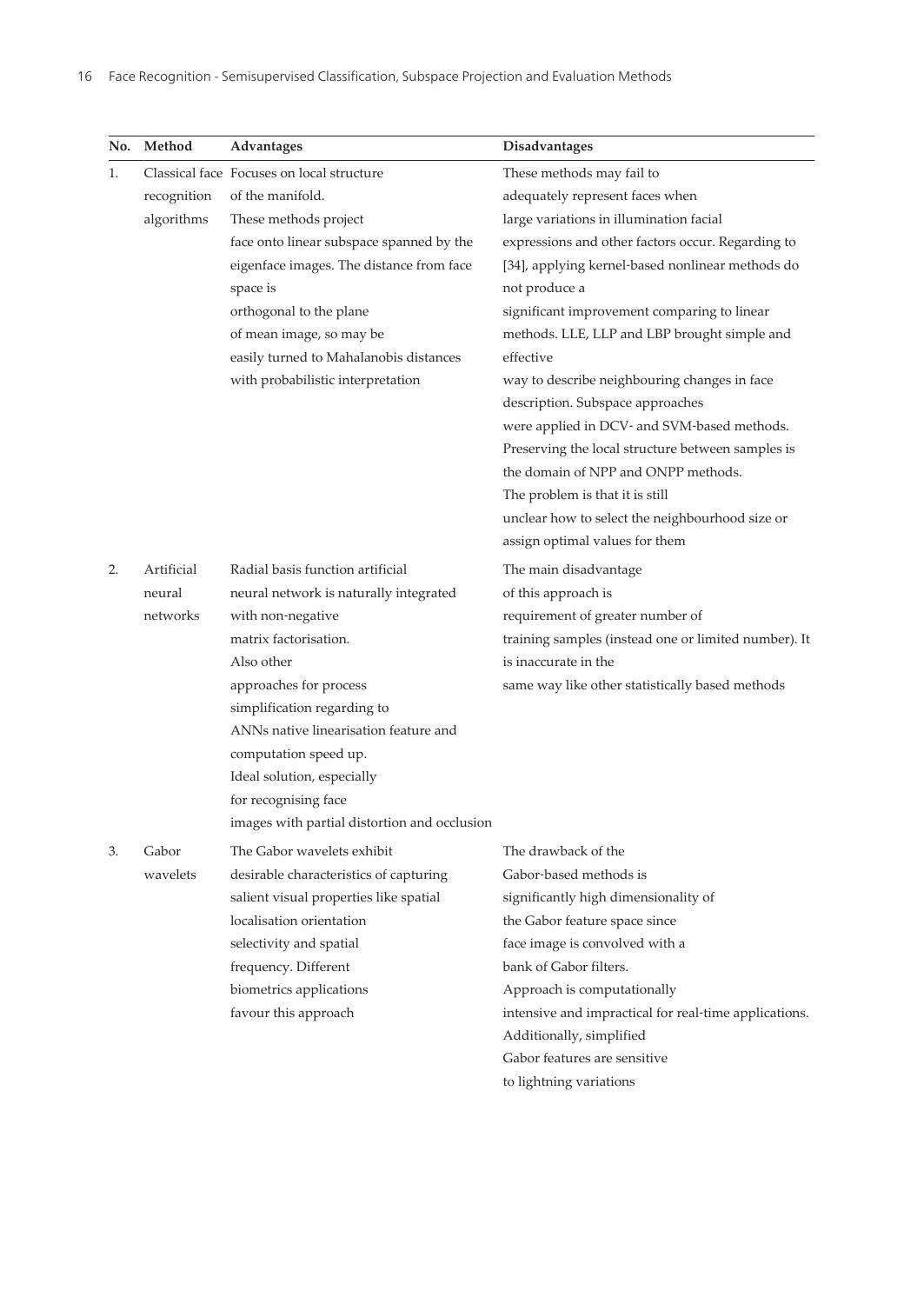| No. | Method | Advantages | Disadvantages |
|---|---|---|---|
| 1. | Classical face recognition algorithms | Focuses on local structure of the manifold. These methods project face onto linear subspace spanned by the eigenface images. The distance from face space is orthogonal to the plane of mean image, so may be easily turned to Mahalanobis distances with probabilistic interpretation | These methods may fail to adequately represent faces when large variations in illumination facial expressions and other factors occur. Regarding to [34], applying kernel-based nonlinear methods do not produce a significant improvement comparing to linear methods. LLE, LLP and LBP brought simple and effective way to describe neighbouring changes in face description. Subspace approaches were applied in DCV- and SVM-based methods. Preserving the local structure between samples is the domain of NPP and ONPP methods. The problem is that it is still unclear how to select the neighbourhood size or assign optimal values for them |
| 2. | Artificial neural networks | Radial basis function artificial neural network is naturally integrated with non-negative matrix factorisation. Also other approaches for process simplification regarding to ANNs native linearisation feature and computation speed up. Ideal solution, especially for recognising face images with partial distortion and occlusion | The main disadvantage of this approach is requirement of greater number of training samples (instead one or limited number). It is inaccurate in the same way like other statistically based methods |
| 3. | Gabor wavelets | The Gabor wavelets exhibit desirable characteristics of capturing salient visual properties like spatial localisation orientation selectivity and spatial frequency. Different biometrics applications favour this approach | The drawback of the Gabor-based methods is significantly high dimensionality of the Gabor feature space since face image is convolved with a bank of Gabor filters. Approach is computationally intensive and impractical for real-time applications. Additionally, simplified Gabor features are sensitive to lightning variations |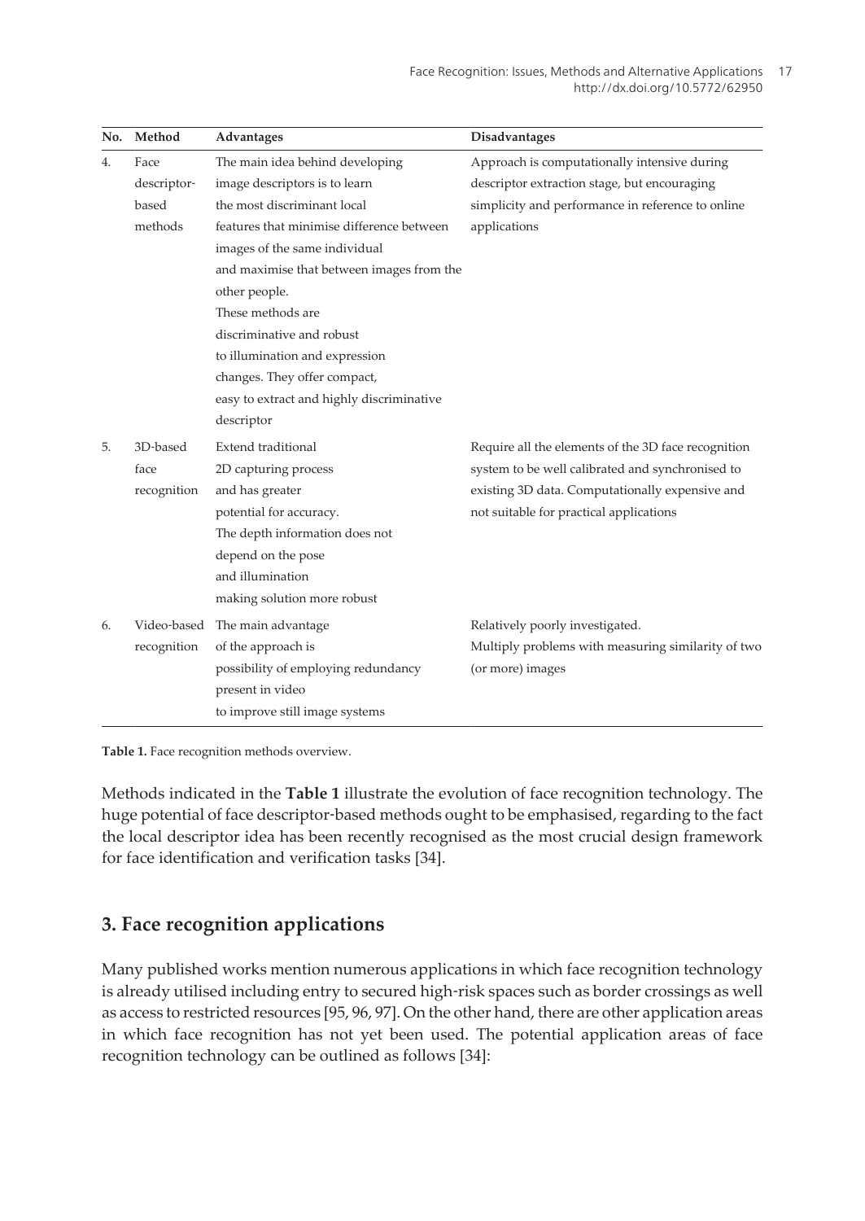| No. | Method | Advantages | Disadvantages |
|---|---|---|---|
| 4. | Face descriptor-based methods | The main idea behind developing image descriptors is to learn the most discriminant local features that minimise difference between images of the same individual and maximise that between images from the other people. These methods are discriminative and robust to illumination and expression changes. They offer compact, easy to extract and highly discriminative descriptor | Approach is computationally intensive during descriptor extraction stage, but encouraging simplicity and performance in reference to online applications |
| 5. | 3D-based face recognition | Extend traditional 2D capturing process and has greater potential for accuracy. The depth information does not depend on the pose and illumination making solution more robust | Require all the elements of the 3D face recognition system to be well calibrated and synchronised to existing 3D data. Computationally expensive and not suitable for practical applications |
| 6. | Video-based recognition | The main advantage of the approach is possibility of employing redundancy present in video to improve still image systems | Relatively poorly investigated. Multiply problems with measuring similarity of two (or more) images |

**Table 1.** Face recognition methods overview.

Methods indicated in the **Table 1** illustrate the evolution of face recognition technology. The huge potential of face descriptor-based methods ought to be emphasised, regarding to the fact the local descriptor idea has been recently recognised as the most crucial design framework for face identification and verification tasks [34].

## 3. Face recognition applications

Many published works mention numerous applications in which face recognition technology is already utilised including entry to secured high-risk spaces such as border crossings as well as access to restricted resources [95, 96, 97]. On the other hand, there are other application areas in which face recognition has not yet been used. The potential application areas of face recognition technology can be outlined as follows [34]: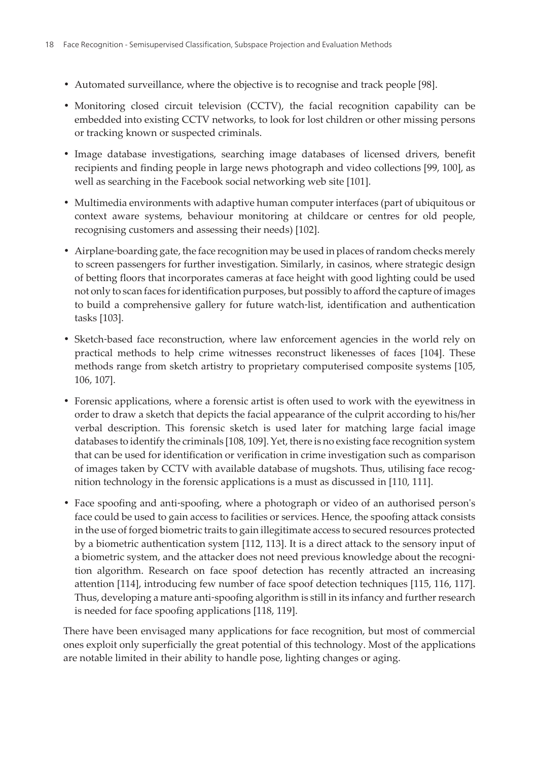- Automated surveillance, where the objective is to recognise and track people [98].
- Monitoring closed circuit television (CCTV), the facial recognition capability can be embedded into existing CCTV networks, to look for lost children or other missing persons or tracking known or suspected criminals.
- Image database investigations, searching image databases of licensed drivers, benefit recipients and finding people in large news photograph and video collections [99, 100], as well as searching in the Facebook social networking web site [101].
- Multimedia environments with adaptive human computer interfaces (part of ubiquitous or context aware systems, behaviour monitoring at childcare or centres for old people, recognising customers and assessing their needs) [102].
- Airplane-boarding gate, the face recognition may be used in places of random checks merely to screen passengers for further investigation. Similarly, in casinos, where strategic design of betting floors that incorporates cameras at face height with good lighting could be used not only to scan faces for identification purposes, but possibly to afford the capture of images to build a comprehensive gallery for future watch-list, identification and authentication tasks [103].
- Sketch-based face reconstruction, where law enforcement agencies in the world rely on practical methods to help crime witnesses reconstruct likenesses of faces [104]. These methods range from sketch artistry to proprietary computerised composite systems [105, 106, 107].
- Forensic applications, where a forensic artist is often used to work with the eyewitness in order to draw a sketch that depicts the facial appearance of the culprit according to his/her verbal description. This forensic sketch is used later for matching large facial image databases to identify the criminals [108, 109]. Yet, there is no existing face recognition system that can be used for identification or verification in crime investigation such as comparison of images taken by CCTV with available database of mugshots. Thus, utilising face recognition technology in the forensic applications is a must as discussed in [110, 111].
- Face spoofing and anti-spoofing, where a photograph or video of an authorised person's face could be used to gain access to facilities or services. Hence, the spoofing attack consists in the use of forged biometric traits to gain illegitimate access to secured resources protected by a biometric authentication system [112, 113]. It is a direct attack to the sensory input of a biometric system, and the attacker does not need previous knowledge about the recognition algorithm. Research on face spoof detection has recently attracted an increasing attention [114], introducing few number of face spoof detection techniques [115, 116, 117]. Thus, developing a mature anti-spoofing algorithm is still in its infancy and further research is needed for face spoofing applications [118, 119].

There have been envisaged many applications for face recognition, but most of commercial ones exploit only superficially the great potential of this technology. Most of the applications are notable limited in their ability to handle pose, lighting changes or aging.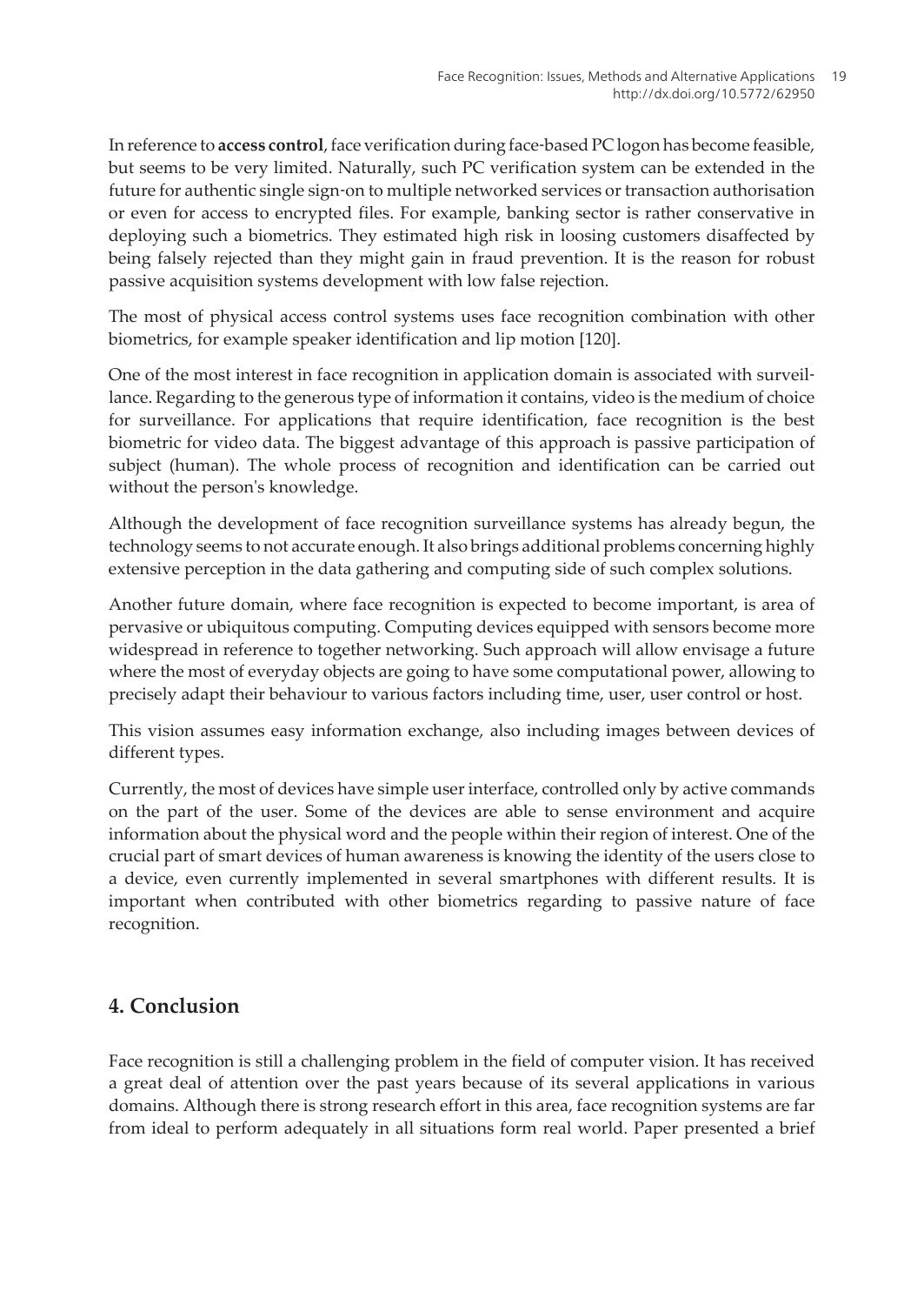In reference to **access control**, face verification during face-based PC logon has become feasible, but seems to be very limited. Naturally, such PC verification system can be extended in the future for authentic single sign-on to multiple networked services or transaction authorisation or even for access to encrypted files. For example, banking sector is rather conservative in deploying such a biometrics. They estimated high risk in loosing customers disaffected by being falsely rejected than they might gain in fraud prevention. It is the reason for robust passive acquisition systems development with low false rejection.

The most of physical access control systems uses face recognition combination with other biometrics, for example speaker identification and lip motion [120].

One of the most interest in face recognition in application domain is associated with surveillance. Regarding to the generous type of information it contains, video is the medium of choice for surveillance. For applications that require identification, face recognition is the best biometric for video data. The biggest advantage of this approach is passive participation of subject (human). The whole process of recognition and identification can be carried out without the person's knowledge.

Although the development of face recognition surveillance systems has already begun, the technology seems to not accurate enough. It also brings additional problems concerning highly extensive perception in the data gathering and computing side of such complex solutions.

Another future domain, where face recognition is expected to become important, is area of pervasive or ubiquitous computing. Computing devices equipped with sensors become more widespread in reference to together networking. Such approach will allow envisage a future where the most of everyday objects are going to have some computational power, allowing to precisely adapt their behaviour to various factors including time, user, user control or host.

This vision assumes easy information exchange, also including images between devices of different types.

Currently, the most of devices have simple user interface, controlled only by active commands on the part of the user. Some of the devices are able to sense environment and acquire information about the physical word and the people within their region of interest. One of the crucial part of smart devices of human awareness is knowing the identity of the users close to a device, even currently implemented in several smartphones with different results. It is important when contributed with other biometrics regarding to passive nature of face recognition.

## 4. Conclusion

Face recognition is still a challenging problem in the field of computer vision. It has received a great deal of attention over the past years because of its several applications in various domains. Although there is strong research effort in this area, face recognition systems are far from ideal to perform adequately in all situations form real world. Paper presented a brief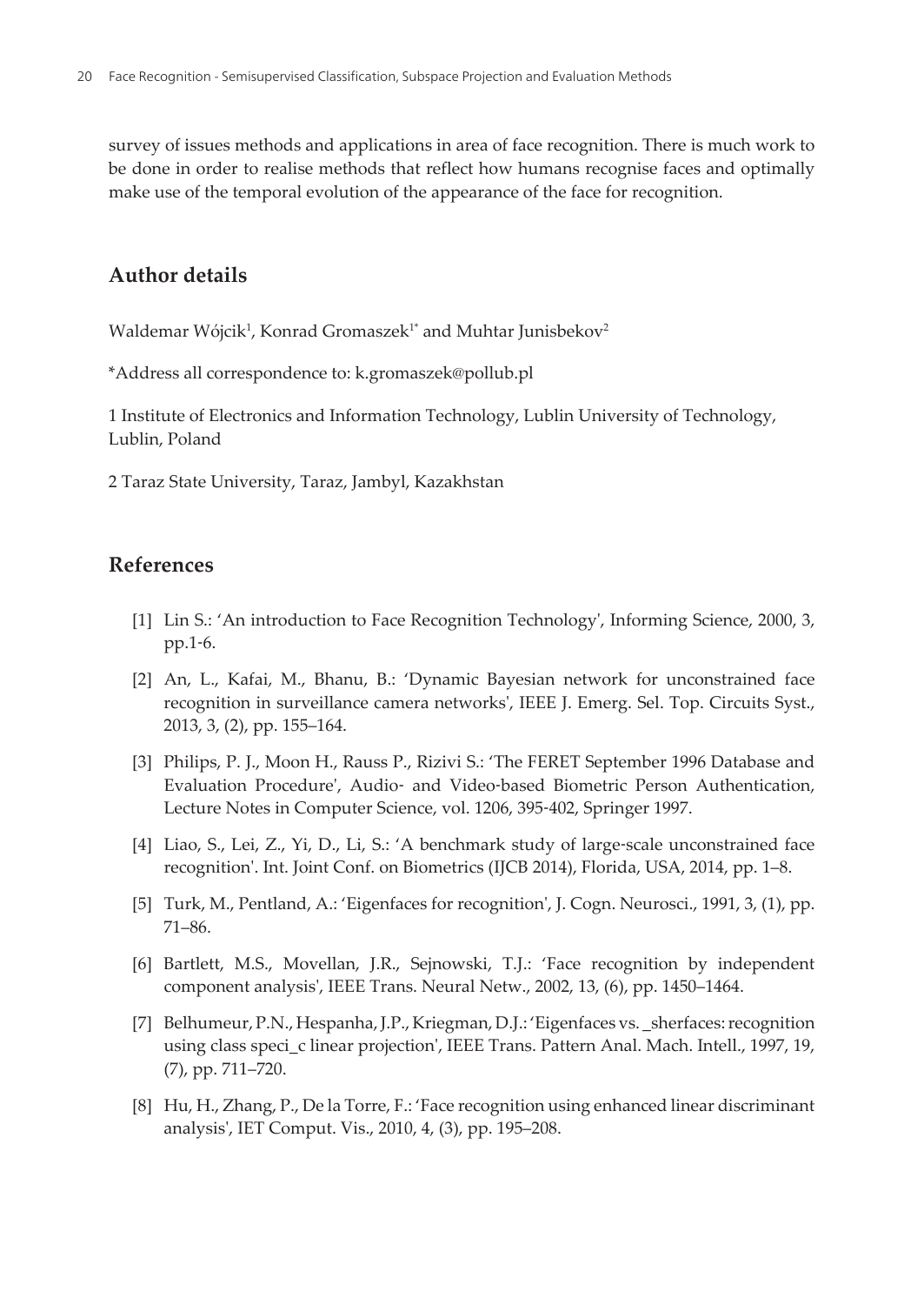survey of issues methods and applications in area of face recognition. There is much work to be done in order to realise methods that reflect how humans recognise faces and optimally make use of the temporal evolution of the appearance of the face for recognition.

## Author details

Waldemar Wójcik[1], Konrad Gromaszek[1*] and Muhtar Junisbekov[2]

*Address all correspondence to: k.gromaszek@pollub.pl

1 Institute of Electronics and Information Technology, Lublin University of Technology, Lublin, Poland

2 Taraz State University, Taraz, Jambyl, Kazakhstan

## References

[1] Lin S.: 'An introduction to Face Recognition Technology', Informing Science, 2000, 3, pp.1-6.

[2] An, L., Kafai, M., Bhanu, B.: 'Dynamic Bayesian network for unconstrained face recognition in surveillance camera networks', IEEE J. Emerg. Sel. Top. Circuits Syst., 2013, 3, (2), pp. 155–164.

[3] Philips, P. J., Moon H., Rauss P., Rizivi S.: 'The FERET September 1996 Database and Evaluation Procedure', Audio- and Video-based Biometric Person Authentication, Lecture Notes in Computer Science, vol. 1206, 395-402, Springer 1997.

[4] Liao, S., Lei, Z., Yi, D., Li, S.: 'A benchmark study of large-scale unconstrained face recognition'. Int. Joint Conf. on Biometrics (IJCB 2014), Florida, USA, 2014, pp. 1–8.

[5] Turk, M., Pentland, A.: 'Eigenfaces for recognition', J. Cogn. Neurosci., 1991, 3, (1), pp. 71–86.

[6] Bartlett, M.S., Movellan, J.R., Sejnowski, T.J.: 'Face recognition by independent component analysis', IEEE Trans. Neural Netw., 2002, 13, (6), pp. 1450–1464.

[7] Belhumeur, P.N., Hespanha, J.P., Kriegman, D.J.: 'Eigenfaces vs. _sherfaces: recognition using class speci_c linear projection', IEEE Trans. Pattern Anal. Mach. Intell., 1997, 19, (7), pp. 711–720.

[8] Hu, H., Zhang, P., De la Torre, F.: 'Face recognition using enhanced linear discriminant analysis', IET Comput. Vis., 2010, 4, (3), pp. 195–208.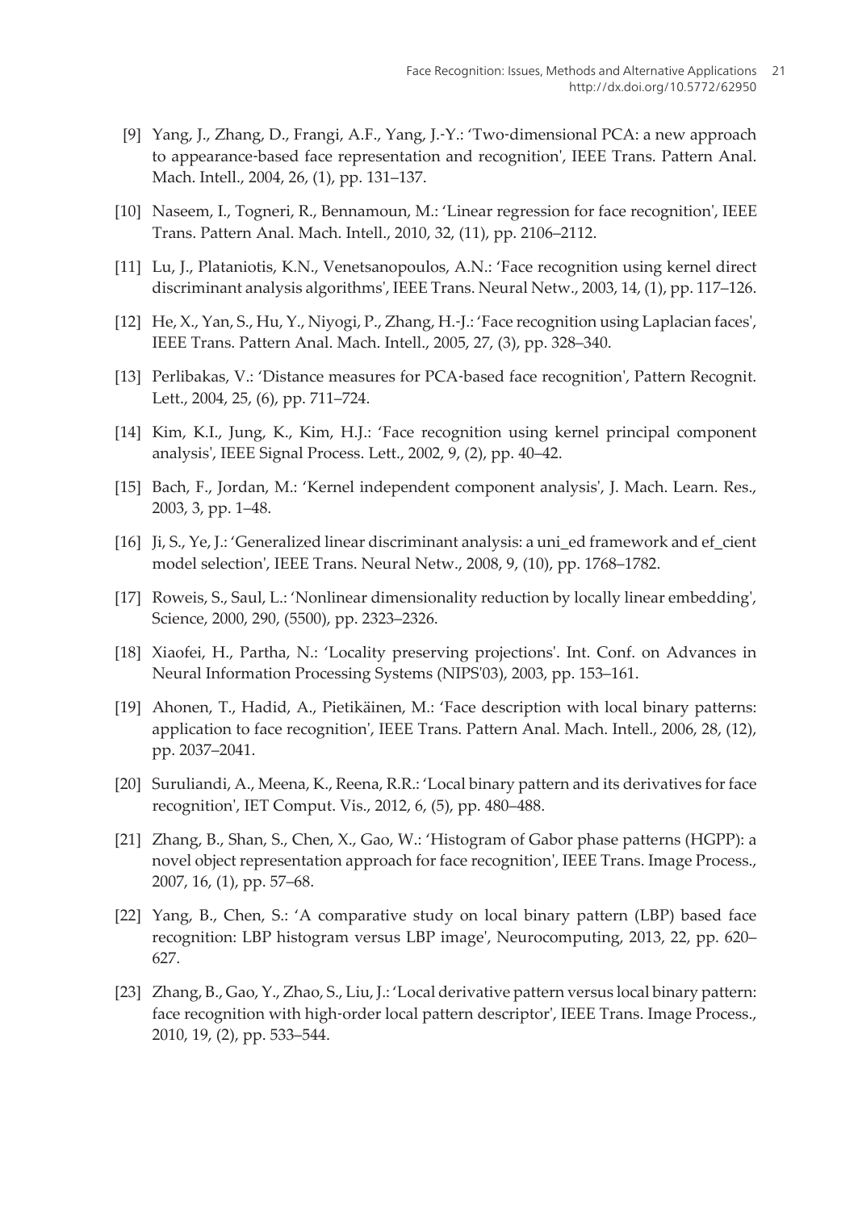[9] Yang, J., Zhang, D., Frangi, A.F., Yang, J.-Y.: 'Two-dimensional PCA: a new approach to appearance-based face representation and recognition', IEEE Trans. Pattern Anal. Mach. Intell., 2004, 26, (1), pp. 131–137.

[10] Naseem, I., Togneri, R., Bennamoun, M.: 'Linear regression for face recognition', IEEE Trans. Pattern Anal. Mach. Intell., 2010, 32, (11), pp. 2106–2112.

[11] Lu, J., Plataniotis, K.N., Venetsanopoulos, A.N.: 'Face recognition using kernel direct discriminant analysis algorithms', IEEE Trans. Neural Netw., 2003, 14, (1), pp. 117–126.

[12] He, X., Yan, S., Hu, Y., Niyogi, P., Zhang, H.-J.: 'Face recognition using Laplacian faces', IEEE Trans. Pattern Anal. Mach. Intell., 2005, 27, (3), pp. 328–340.

[13] Perlibakas, V.: 'Distance measures for PCA-based face recognition', Pattern Recognit. Lett., 2004, 25, (6), pp. 711–724.

[14] Kim, K.I., Jung, K., Kim, H.J.: 'Face recognition using kernel principal component analysis', IEEE Signal Process. Lett., 2002, 9, (2), pp. 40–42.

[15] Bach, F., Jordan, M.: 'Kernel independent component analysis', J. Mach. Learn. Res., 2003, 3, pp. 1–48.

[16] Ji, S., Ye, J.: 'Generalized linear discriminant analysis: a uni_ed framework and ef_cient model selection', IEEE Trans. Neural Netw., 2008, 9, (10), pp. 1768–1782.

[17] Roweis, S., Saul, L.: 'Nonlinear dimensionality reduction by locally linear embedding', Science, 2000, 290, (5500), pp. 2323–2326.

[18] Xiaofei, H., Partha, N.: 'Locality preserving projections'. Int. Conf. on Advances in Neural Information Processing Systems (NIPS'03), 2003, pp. 153–161.

[19] Ahonen, T., Hadid, A., Pietikäinen, M.: 'Face description with local binary patterns: application to face recognition', IEEE Trans. Pattern Anal. Mach. Intell., 2006, 28, (12), pp. 2037–2041.

[20] Suruliandi, A., Meena, K., Reena, R.R.: 'Local binary pattern and its derivatives for face recognition', IET Comput. Vis., 2012, 6, (5), pp. 480–488.

[21] Zhang, B., Shan, S., Chen, X., Gao, W.: 'Histogram of Gabor phase patterns (HGPP): a novel object representation approach for face recognition', IEEE Trans. Image Process., 2007, 16, (1), pp. 57–68.

[22] Yang, B., Chen, S.: 'A comparative study on local binary pattern (LBP) based face recognition: LBP histogram versus LBP image', Neurocomputing, 2013, 22, pp. 620–627.

[23] Zhang, B., Gao, Y., Zhao, S., Liu, J.: 'Local derivative pattern versus local binary pattern: face recognition with high-order local pattern descriptor', IEEE Trans. Image Process., 2010, 19, (2), pp. 533–544.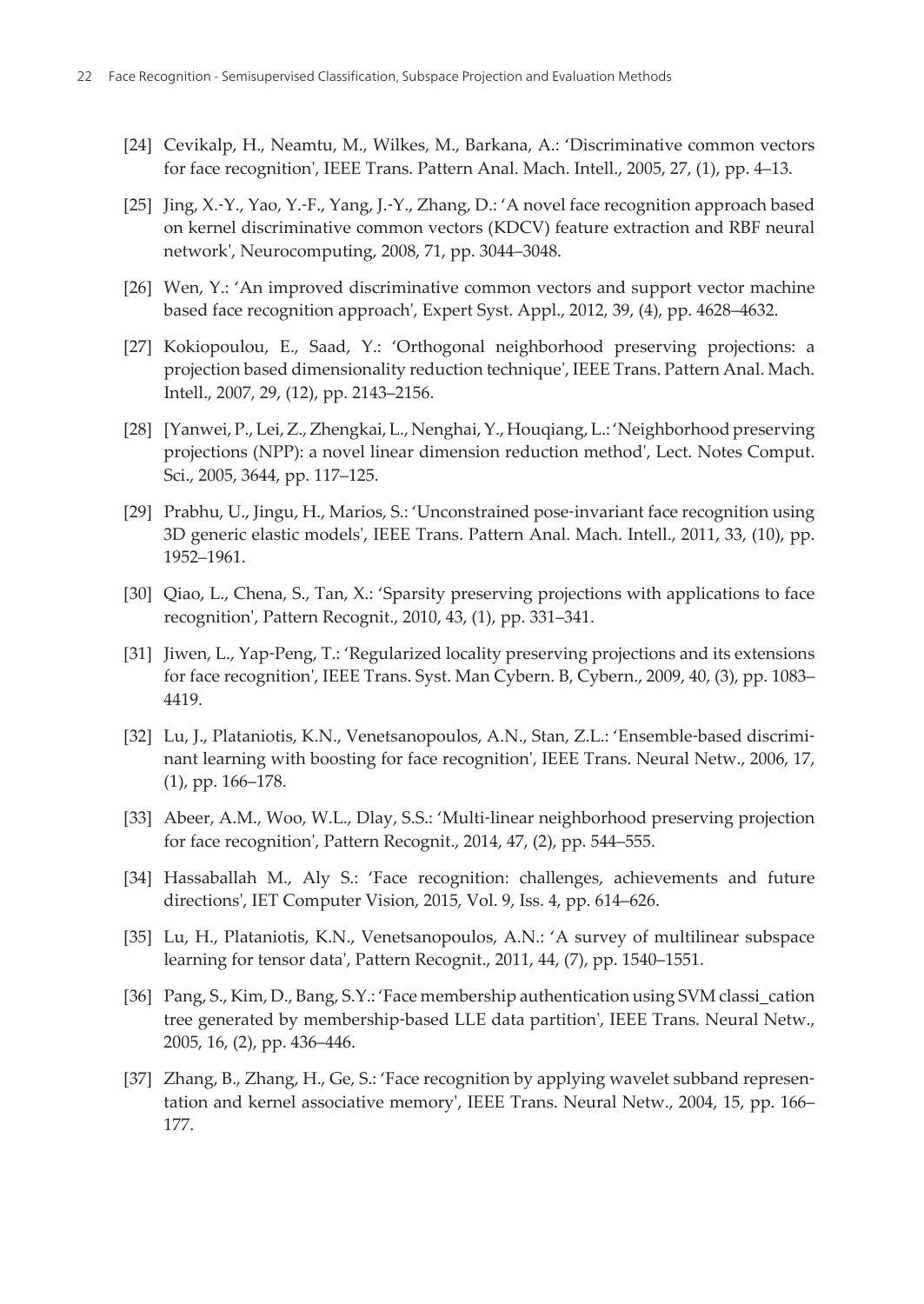[24] Cevikalp, H., Neamtu, M., Wilkes, M., Barkana, A.: 'Discriminative common vectors for face recognition', IEEE Trans. Pattern Anal. Mach. Intell., 2005, 27, (1), pp. 4–13.

[25] Jing, X.-Y., Yao, Y.-F., Yang, J.-Y., Zhang, D.: 'A novel face recognition approach based on kernel discriminative common vectors (KDCV) feature extraction and RBF neural network', Neurocomputing, 2008, 71, pp. 3044–3048.

[26] Wen, Y.: 'An improved discriminative common vectors and support vector machine based face recognition approach', Expert Syst. Appl., 2012, 39, (4), pp. 4628–4632.

[27] Kokiopoulou, E., Saad, Y.: 'Orthogonal neighborhood preserving projections: a projection based dimensionality reduction technique', IEEE Trans. Pattern Anal. Mach. Intell., 2007, 29, (12), pp. 2143–2156.

[28] [Yanwei, P., Lei, Z., Zhengkai, L., Nenghai, Y., Houqiang, L.: 'Neighborhood preserving projections (NPP): a novel linear dimension reduction method', Lect. Notes Comput. Sci., 2005, 3644, pp. 117–125.

[29] Prabhu, U., Jingu, H., Marios, S.: 'Unconstrained pose-invariant face recognition using 3D generic elastic models', IEEE Trans. Pattern Anal. Mach. Intell., 2011, 33, (10), pp. 1952–1961.

[30] Qiao, L., Chena, S., Tan, X.: 'Sparsity preserving projections with applications to face recognition', Pattern Recognit., 2010, 43, (1), pp. 331–341.

[31] Jiwen, L., Yap-Peng, T.: 'Regularized locality preserving projections and its extensions for face recognition', IEEE Trans. Syst. Man Cybern. B, Cybern., 2009, 40, (3), pp. 1083–4419.

[32] Lu, J., Plataniotis, K.N., Venetsanopoulos, A.N., Stan, Z.L.: 'Ensemble-based discriminant learning with boosting for face recognition', IEEE Trans. Neural Netw., 2006, 17, (1), pp. 166–178.

[33] Abeer, A.M., Woo, W.L., Dlay, S.S.: 'Multi-linear neighborhood preserving projection for face recognition', Pattern Recognit., 2014, 47, (2), pp. 544–555.

[34] Hassaballah M., Aly S.: 'Face recognition: challenges, achievements and future directions', IET Computer Vision, 2015, Vol. 9, Iss. 4, pp. 614–626.

[35] Lu, H., Plataniotis, K.N., Venetsanopoulos, A.N.: 'A survey of multilinear subspace learning for tensor data', Pattern Recognit., 2011, 44, (7), pp. 1540–1551.

[36] Pang, S., Kim, D., Bang, S.Y.: 'Face membership authentication using SVM classi_cation tree generated by membership-based LLE data partition', IEEE Trans. Neural Netw., 2005, 16, (2), pp. 436–446.

[37] Zhang, B., Zhang, H., Ge, S.: 'Face recognition by applying wavelet subband representation and kernel associative memory', IEEE Trans. Neural Netw., 2004, 15, pp. 166–177.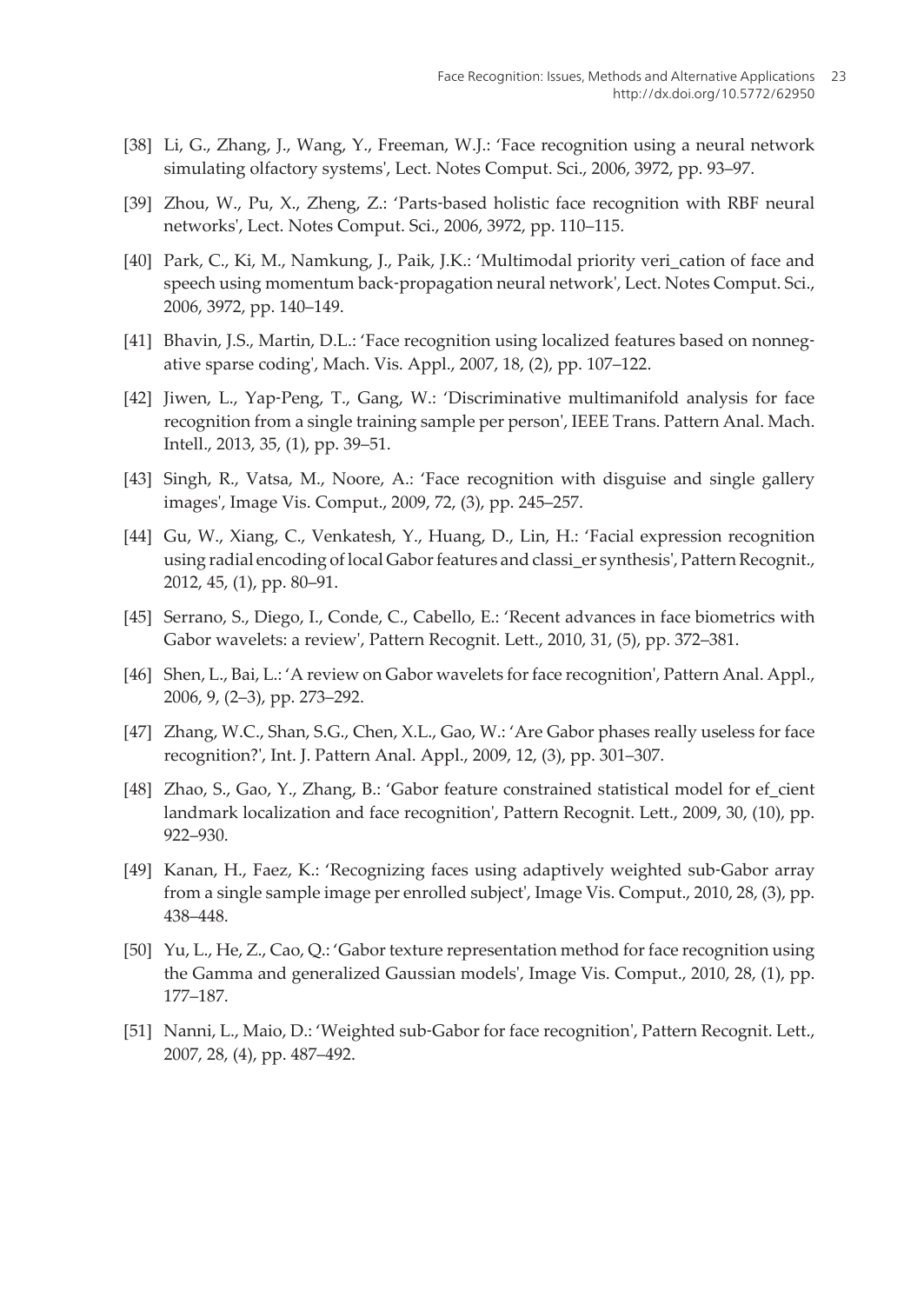[38] Li, G., Zhang, J., Wang, Y., Freeman, W.J.: 'Face recognition using a neural network simulating olfactory systems', Lect. Notes Comput. Sci., 2006, 3972, pp. 93–97.

[39] Zhou, W., Pu, X., Zheng, Z.: 'Parts-based holistic face recognition with RBF neural networks', Lect. Notes Comput. Sci., 2006, 3972, pp. 110–115.

[40] Park, C., Ki, M., Namkung, J., Paik, J.K.: 'Multimodal priority veri_cation of face and speech using momentum back-propagation neural network', Lect. Notes Comput. Sci., 2006, 3972, pp. 140–149.

[41] Bhavin, J.S., Martin, D.L.: 'Face recognition using localized features based on nonnegative sparse coding', Mach. Vis. Appl., 2007, 18, (2), pp. 107–122.

[42] Jiwen, L., Yap-Peng, T., Gang, W.: 'Discriminative multimanifold analysis for face recognition from a single training sample per person', IEEE Trans. Pattern Anal. Mach. Intell., 2013, 35, (1), pp. 39–51.

[43] Singh, R., Vatsa, M., Noore, A.: 'Face recognition with disguise and single gallery images', Image Vis. Comput., 2009, 72, (3), pp. 245–257.

[44] Gu, W., Xiang, C., Venkatesh, Y., Huang, D., Lin, H.: 'Facial expression recognition using radial encoding of local Gabor features and classi_er synthesis', Pattern Recognit., 2012, 45, (1), pp. 80–91.

[45] Serrano, S., Diego, I., Conde, C., Cabello, E.: 'Recent advances in face biometrics with Gabor wavelets: a review', Pattern Recognit. Lett., 2010, 31, (5), pp. 372–381.

[46] Shen, L., Bai, L.: 'A review on Gabor wavelets for face recognition', Pattern Anal. Appl., 2006, 9, (2–3), pp. 273–292.

[47] Zhang, W.C., Shan, S.G., Chen, X.L., Gao, W.: 'Are Gabor phases really useless for face recognition?', Int. J. Pattern Anal. Appl., 2009, 12, (3), pp. 301–307.

[48] Zhao, S., Gao, Y., Zhang, B.: 'Gabor feature constrained statistical model for ef_cient landmark localization and face recognition', Pattern Recognit. Lett., 2009, 30, (10), pp. 922–930.

[49] Kanan, H., Faez, K.: 'Recognizing faces using adaptively weighted sub-Gabor array from a single sample image per enrolled subject', Image Vis. Comput., 2010, 28, (3), pp. 438–448.

[50] Yu, L., He, Z., Cao, Q.: 'Gabor texture representation method for face recognition using the Gamma and generalized Gaussian models', Image Vis. Comput., 2010, 28, (1), pp. 177–187.

[51] Nanni, L., Maio, D.: 'Weighted sub-Gabor for face recognition', Pattern Recognit. Lett., 2007, 28, (4), pp. 487–492.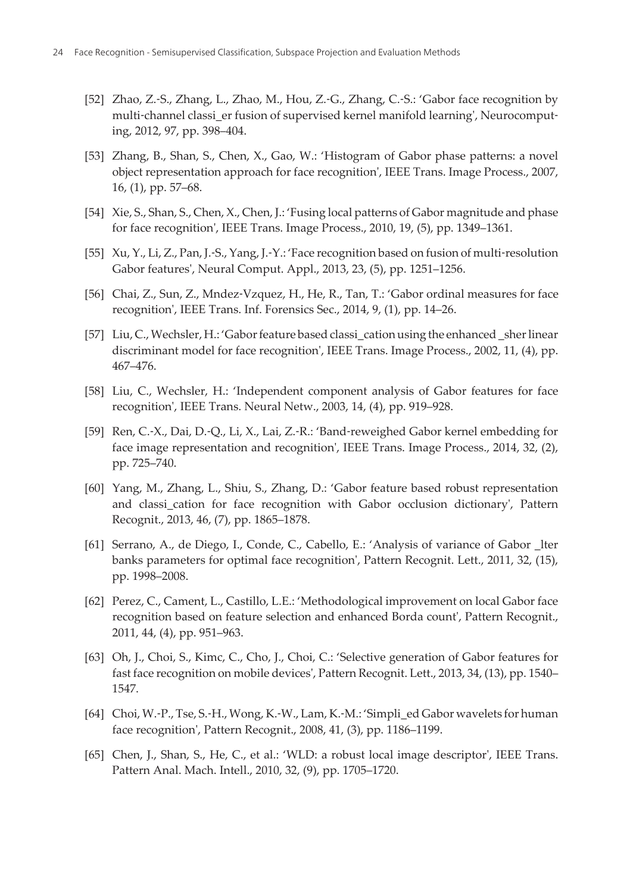[52] Zhao, Z.-S., Zhang, L., Zhao, M., Hou, Z.-G., Zhang, C.-S.: 'Gabor face recognition by multi-channel classi_er fusion of supervised kernel manifold learning', Neurocomputing, 2012, 97, pp. 398–404.

[53] Zhang, B., Shan, S., Chen, X., Gao, W.: 'Histogram of Gabor phase patterns: a novel object representation approach for face recognition', IEEE Trans. Image Process., 2007, 16, (1), pp. 57–68.

[54] Xie, S., Shan, S., Chen, X., Chen, J.: 'Fusing local patterns of Gabor magnitude and phase for face recognition', IEEE Trans. Image Process., 2010, 19, (5), pp. 1349–1361.

[55] Xu, Y., Li, Z., Pan, J.-S., Yang, J.-Y.: 'Face recognition based on fusion of multi-resolution Gabor features', Neural Comput. Appl., 2013, 23, (5), pp. 1251–1256.

[56] Chai, Z., Sun, Z., Mndez-Vzquez, H., He, R., Tan, T.: 'Gabor ordinal measures for face recognition', IEEE Trans. Inf. Forensics Sec., 2014, 9, (1), pp. 14–26.

[57] Liu, C., Wechsler, H.: 'Gabor feature based classi_cation using the enhanced _sher linear discriminant model for face recognition', IEEE Trans. Image Process., 2002, 11, (4), pp. 467–476.

[58] Liu, C., Wechsler, H.: 'Independent component analysis of Gabor features for face recognition', IEEE Trans. Neural Netw., 2003, 14, (4), pp. 919–928.

[59] Ren, C.-X., Dai, D.-Q., Li, X., Lai, Z.-R.: 'Band-reweighed Gabor kernel embedding for face image representation and recognition', IEEE Trans. Image Process., 2014, 32, (2), pp. 725–740.

[60] Yang, M., Zhang, L., Shiu, S., Zhang, D.: 'Gabor feature based robust representation and classi_cation for face recognition with Gabor occlusion dictionary', Pattern Recognit., 2013, 46, (7), pp. 1865–1878.

[61] Serrano, A., de Diego, I., Conde, C., Cabello, E.: 'Analysis of variance of Gabor _lter banks parameters for optimal face recognition', Pattern Recognit. Lett., 2011, 32, (15), pp. 1998–2008.

[62] Perez, C., Cament, L., Castillo, L.E.: 'Methodological improvement on local Gabor face recognition based on feature selection and enhanced Borda count', Pattern Recognit., 2011, 44, (4), pp. 951–963.

[63] Oh, J., Choi, S., Kimc, C., Cho, J., Choi, C.: 'Selective generation of Gabor features for fast face recognition on mobile devices', Pattern Recognit. Lett., 2013, 34, (13), pp. 1540–1547.

[64] Choi, W.-P., Tse, S.-H., Wong, K.-W., Lam, K.-M.: 'Simpli_ed Gabor wavelets for human face recognition', Pattern Recognit., 2008, 41, (3), pp. 1186–1199.

[65] Chen, J., Shan, S., He, C., et al.: 'WLD: a robust local image descriptor', IEEE Trans. Pattern Anal. Mach. Intell., 2010, 32, (9), pp. 1705–1720.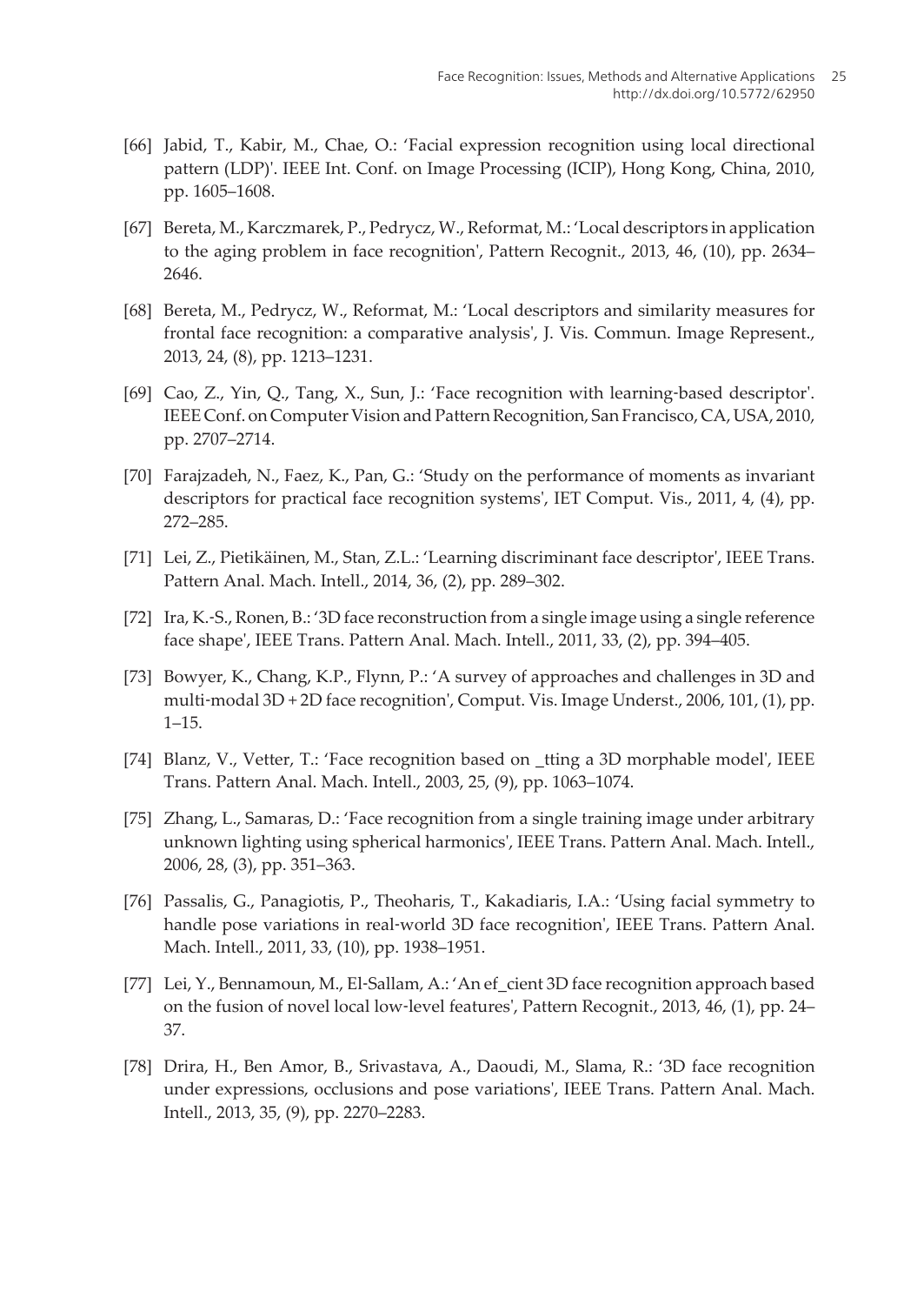[66] Jabid, T., Kabir, M., Chae, O.: 'Facial expression recognition using local directional pattern (LDP)'. IEEE Int. Conf. on Image Processing (ICIP), Hong Kong, China, 2010, pp. 1605–1608.

[67] Bereta, M., Karczmarek, P., Pedrycz, W., Reformat, M.: 'Local descriptors in application to the aging problem in face recognition', Pattern Recognit., 2013, 46, (10), pp. 2634–2646.

[68] Bereta, M., Pedrycz, W., Reformat, M.: 'Local descriptors and similarity measures for frontal face recognition: a comparative analysis', J. Vis. Commun. Image Represent., 2013, 24, (8), pp. 1213–1231.

[69] Cao, Z., Yin, Q., Tang, X., Sun, J.: 'Face recognition with learning-based descriptor'. IEEE Conf. on Computer Vision and Pattern Recognition, San Francisco, CA, USA, 2010, pp. 2707–2714.

[70] Farajzadeh, N., Faez, K., Pan, G.: 'Study on the performance of moments as invariant descriptors for practical face recognition systems', IET Comput. Vis., 2011, 4, (4), pp. 272–285.

[71] Lei, Z., Pietikäinen, M., Stan, Z.L.: 'Learning discriminant face descriptor', IEEE Trans. Pattern Anal. Mach. Intell., 2014, 36, (2), pp. 289–302.

[72] Ira, K.-S., Ronen, B.: '3D face reconstruction from a single image using a single reference face shape', IEEE Trans. Pattern Anal. Mach. Intell., 2011, 33, (2), pp. 394–405.

[73] Bowyer, K., Chang, K.P., Flynn, P.: 'A survey of approaches and challenges in 3D and multi-modal 3D + 2D face recognition', Comput. Vis. Image Underst., 2006, 101, (1), pp. 1–15.

[74] Blanz, V., Vetter, T.: 'Face recognition based on _tting a 3D morphable model', IEEE Trans. Pattern Anal. Mach. Intell., 2003, 25, (9), pp. 1063–1074.

[75] Zhang, L., Samaras, D.: 'Face recognition from a single training image under arbitrary unknown lighting using spherical harmonics', IEEE Trans. Pattern Anal. Mach. Intell., 2006, 28, (3), pp. 351–363.

[76] Passalis, G., Panagiotis, P., Theoharis, T., Kakadiaris, I.A.: 'Using facial symmetry to handle pose variations in real-world 3D face recognition', IEEE Trans. Pattern Anal. Mach. Intell., 2011, 33, (10), pp. 1938–1951.

[77] Lei, Y., Bennamoun, M., El-Sallam, A.: 'An ef_cient 3D face recognition approach based on the fusion of novel local low-level features', Pattern Recognit., 2013, 46, (1), pp. 24–37.

[78] Drira, H., Ben Amor, B., Srivastava, A., Daoudi, M., Slama, R.: '3D face recognition under expressions, occlusions and pose variations', IEEE Trans. Pattern Anal. Mach. Intell., 2013, 35, (9), pp. 2270–2283.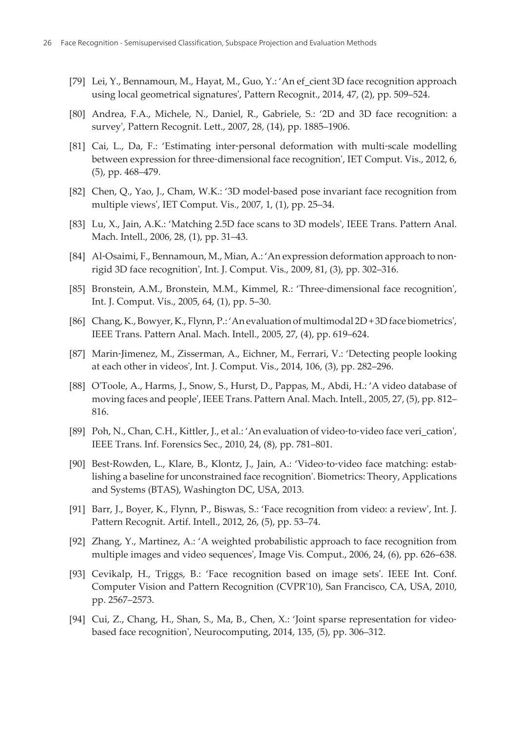[79] Lei, Y., Bennamoun, M., Hayat, M., Guo, Y.: 'An ef_cient 3D face recognition approach using local geometrical signatures', Pattern Recognit., 2014, 47, (2), pp. 509–524.

[80] Andrea, F.A., Michele, N., Daniel, R., Gabriele, S.: '2D and 3D face recognition: a survey', Pattern Recognit. Lett., 2007, 28, (14), pp. 1885–1906.

[81] Cai, L., Da, F.: 'Estimating inter-personal deformation with multi-scale modelling between expression for three-dimensional face recognition', IET Comput. Vis., 2012, 6, (5), pp. 468–479.

[82] Chen, Q., Yao, J., Cham, W.K.: '3D model-based pose invariant face recognition from multiple views', IET Comput. Vis., 2007, 1, (1), pp. 25–34.

[83] Lu, X., Jain, A.K.: 'Matching 2.5D face scans to 3D models', IEEE Trans. Pattern Anal. Mach. Intell., 2006, 28, (1), pp. 31–43.

[84] Al-Osaimi, F., Bennamoun, M., Mian, A.: 'An expression deformation approach to non-rigid 3D face recognition', Int. J. Comput. Vis., 2009, 81, (3), pp. 302–316.

[85] Bronstein, A.M., Bronstein, M.M., Kimmel, R.: 'Three-dimensional face recognition', Int. J. Comput. Vis., 2005, 64, (1), pp. 5–30.

[86] Chang, K., Bowyer, K., Flynn, P.: 'An evaluation of multimodal 2D + 3D face biometrics', IEEE Trans. Pattern Anal. Mach. Intell., 2005, 27, (4), pp. 619–624.

[87] Marin-Jimenez, M., Zisserman, A., Eichner, M., Ferrari, V.: 'Detecting people looking at each other in videos', Int. J. Comput. Vis., 2014, 106, (3), pp. 282–296.

[88] O'Toole, A., Harms, J., Snow, S., Hurst, D., Pappas, M., Abdi, H.: 'A video database of moving faces and people', IEEE Trans. Pattern Anal. Mach. Intell., 2005, 27, (5), pp. 812–816.

[89] Poh, N., Chan, C.H., Kittler, J., et al.: 'An evaluation of video-to-video face veri_cation', IEEE Trans. Inf. Forensics Sec., 2010, 24, (8), pp. 781–801.

[90] Best-Rowden, L., Klare, B., Klontz, J., Jain, A.: 'Video-to-video face matching: establishing a baseline for unconstrained face recognition'. Biometrics: Theory, Applications and Systems (BTAS), Washington DC, USA, 2013.

[91] Barr, J., Boyer, K., Flynn, P., Biswas, S.: 'Face recognition from video: a review', Int. J. Pattern Recognit. Artif. Intell., 2012, 26, (5), pp. 53–74.

[92] Zhang, Y., Martinez, A.: 'A weighted probabilistic approach to face recognition from multiple images and video sequences', Image Vis. Comput., 2006, 24, (6), pp. 626–638.

[93] Cevikalp, H., Triggs, B.: 'Face recognition based on image sets'. IEEE Int. Conf. Computer Vision and Pattern Recognition (CVPR'10), San Francisco, CA, USA, 2010, pp. 2567–2573.

[94] Cui, Z., Chang, H., Shan, S., Ma, B., Chen, X.: 'Joint sparse representation for video-based face recognition', Neurocomputing, 2014, 135, (5), pp. 306–312.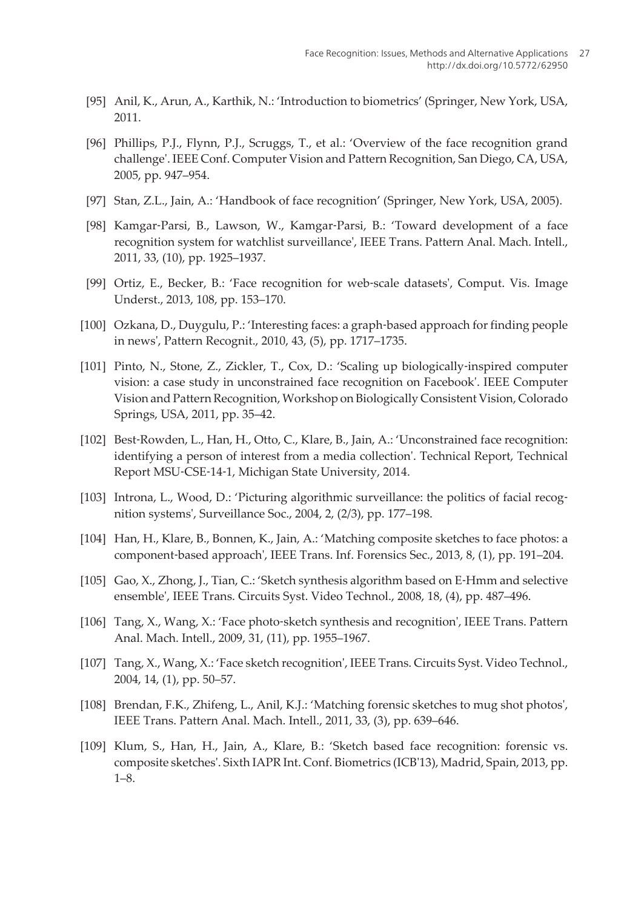[95] Anil, K., Arun, A., Karthik, N.: 'Introduction to biometrics' (Springer, New York, USA, 2011.

[96] Phillips, P.J., Flynn, P.J., Scruggs, T., et al.: 'Overview of the face recognition grand challenge'. IEEE Conf. Computer Vision and Pattern Recognition, San Diego, CA, USA, 2005, pp. 947–954.

[97] Stan, Z.L., Jain, A.: 'Handbook of face recognition' (Springer, New York, USA, 2005).

[98] Kamgar-Parsi, B., Lawson, W., Kamgar-Parsi, B.: 'Toward development of a face recognition system for watchlist surveillance', IEEE Trans. Pattern Anal. Mach. Intell., 2011, 33, (10), pp. 1925–1937.

[99] Ortiz, E., Becker, B.: 'Face recognition for web-scale datasets', Comput. Vis. Image Underst., 2013, 108, pp. 153–170.

[100] Ozkana, D., Duygulu, P.: 'Interesting faces: a graph-based approach for finding people in news', Pattern Recognit., 2010, 43, (5), pp. 1717–1735.

[101] Pinto, N., Stone, Z., Zickler, T., Cox, D.: 'Scaling up biologically-inspired computer vision: a case study in unconstrained face recognition on Facebook'. IEEE Computer Vision and Pattern Recognition, Workshop on Biologically Consistent Vision, Colorado Springs, USA, 2011, pp. 35–42.

[102] Best-Rowden, L., Han, H., Otto, C., Klare, B., Jain, A.: 'Unconstrained face recognition: identifying a person of interest from a media collection'. Technical Report, Technical Report MSU-CSE-14-1, Michigan State University, 2014.

[103] Introna, L., Wood, D.: 'Picturing algorithmic surveillance: the politics of facial recognition systems', Surveillance Soc., 2004, 2, (2/3), pp. 177–198.

[104] Han, H., Klare, B., Bonnen, K., Jain, A.: 'Matching composite sketches to face photos: a component-based approach', IEEE Trans. Inf. Forensics Sec., 2013, 8, (1), pp. 191–204.

[105] Gao, X., Zhong, J., Tian, C.: 'Sketch synthesis algorithm based on E-Hmm and selective ensemble', IEEE Trans. Circuits Syst. Video Technol., 2008, 18, (4), pp. 487–496.

[106] Tang, X., Wang, X.: 'Face photo-sketch synthesis and recognition', IEEE Trans. Pattern Anal. Mach. Intell., 2009, 31, (11), pp. 1955–1967.

[107] Tang, X., Wang, X.: 'Face sketch recognition', IEEE Trans. Circuits Syst. Video Technol., 2004, 14, (1), pp. 50–57.

[108] Brendan, F.K., Zhifeng, L., Anil, K.J.: 'Matching forensic sketches to mug shot photos', IEEE Trans. Pattern Anal. Mach. Intell., 2011, 33, (3), pp. 639–646.

[109] Klum, S., Han, H., Jain, A., Klare, B.: 'Sketch based face recognition: forensic vs. composite sketches'. Sixth IAPR Int. Conf. Biometrics (ICB'13), Madrid, Spain, 2013, pp. 1–8.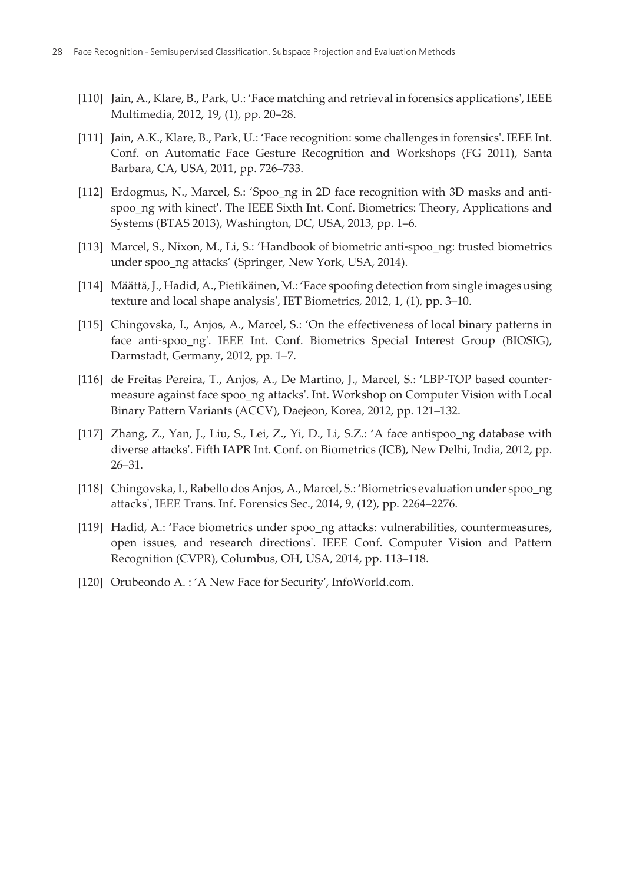[110] Jain, A., Klare, B., Park, U.: 'Face matching and retrieval in forensics applications', IEEE Multimedia, 2012, 19, (1), pp. 20–28.

[111] Jain, A.K., Klare, B., Park, U.: 'Face recognition: some challenges in forensics'. IEEE Int. Conf. on Automatic Face Gesture Recognition and Workshops (FG 2011), Santa Barbara, CA, USA, 2011, pp. 726–733.

[112] Erdogmus, N., Marcel, S.: 'Spoo_ng in 2D face recognition with 3D masks and anti-spoo_ng with kinect'. The IEEE Sixth Int. Conf. Biometrics: Theory, Applications and Systems (BTAS 2013), Washington, DC, USA, 2013, pp. 1–6.

[113] Marcel, S., Nixon, M., Li, S.: 'Handbook of biometric anti-spoo_ng: trusted biometrics under spoo_ng attacks' (Springer, New York, USA, 2014).

[114] Määttä, J., Hadid, A., Pietikäinen, M.: 'Face spoofing detection from single images using texture and local shape analysis', IET Biometrics, 2012, 1, (1), pp. 3–10.

[115] Chingovska, I., Anjos, A., Marcel, S.: 'On the effectiveness of local binary patterns in face anti-spoo_ng'. IEEE Int. Conf. Biometrics Special Interest Group (BIOSIG), Darmstadt, Germany, 2012, pp. 1–7.

[116] de Freitas Pereira, T., Anjos, A., De Martino, J., Marcel, S.: 'LBP-TOP based countermeasure against face spoo_ng attacks'. Int. Workshop on Computer Vision with Local Binary Pattern Variants (ACCV), Daejeon, Korea, 2012, pp. 121–132.

[117] Zhang, Z., Yan, J., Liu, S., Lei, Z., Yi, D., Li, S.Z.: 'A face antispoo_ng database with diverse attacks'. Fifth IAPR Int. Conf. on Biometrics (ICB), New Delhi, India, 2012, pp. 26–31.

[118] Chingovska, I., Rabello dos Anjos, A., Marcel, S.: 'Biometrics evaluation under spoo_ng attacks', IEEE Trans. Inf. Forensics Sec., 2014, 9, (12), pp. 2264–2276.

[119] Hadid, A.: 'Face biometrics under spoo_ng attacks: vulnerabilities, countermeasures, open issues, and research directions'. IEEE Conf. Computer Vision and Pattern Recognition (CVPR), Columbus, OH, USA, 2014, pp. 113–118.

[120] Orubeondo A. : 'A New Face for Security', InfoWorld.com.